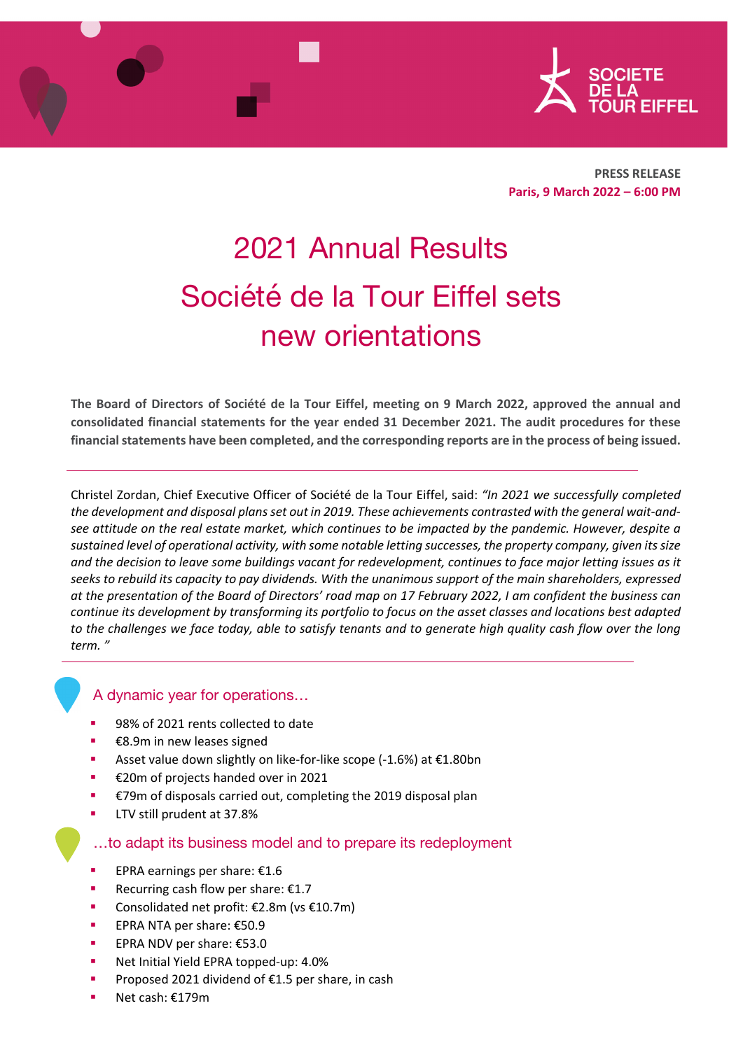**PRESS RELEASE**
**Paris, 9 March 2022 – 6:00 PM**

# 2021 Annual Results

# Société de la Tour Eiffel sets new orientations

**The Board of Directors of Société de la Tour Eiffel, meeting on 9 March 2022, approved the annual and consolidated financial statements for the year ended 31 December 2021. The audit procedures for these financial statements have been completed, and the corresponding reports are in the process of being issued.**

---

Christel Zordan, Chief Executive Officer of Société de la Tour Eiffel, said: *"In 2021 we successfully completed the development and disposal plans set out in 2019. These achievements contrasted with the general wait-and-see attitude on the real estate market, which continues to be impacted by the pandemic. However, despite a sustained level of operational activity, with some notable letting successes, the property company, given its size and the decision to leave some buildings vacant for redevelopment, continues to face major letting issues as it seeks to rebuild its capacity to pay dividends. With the unanimous support of the main shareholders, expressed at the presentation of the Board of Directors' road map on 17 February 2022, I am confident the business can continue its development by transforming its portfolio to focus on the asset classes and locations best adapted to the challenges we face today, able to satisfy tenants and to generate high quality cash flow over the long term. "*

---

## A dynamic year for operations…

- 98% of 2021 rents collected to date
- €8.9m in new leases signed
- Asset value down slightly on like-for-like scope (-1.6%) at €1.80bn
- €20m of projects handed over in 2021
- €79m of disposals carried out, completing the 2019 disposal plan
- LTV still prudent at 37.8%

## …to adapt its business model and to prepare its redeployment

- EPRA earnings per share: €1.6
- Recurring cash flow per share: €1.7
- Consolidated net profit: €2.8m (vs €10.7m)
- EPRA NTA per share: €50.9
- EPRA NDV per share: €53.0
- Net Initial Yield EPRA topped-up: 4.0%
- Proposed 2021 dividend of €1.5 per share, in cash
- Net cash: €179m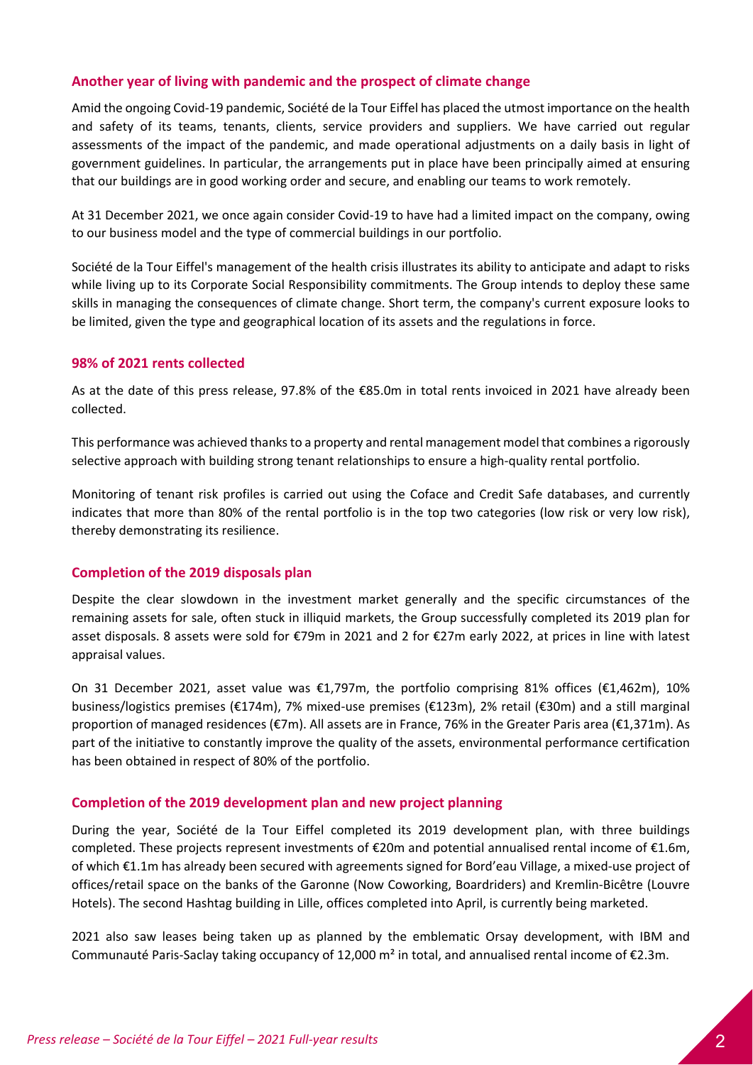## Another year of living with pandemic and the prospect of climate change

Amid the ongoing Covid-19 pandemic, Société de la Tour Eiffel has placed the utmost importance on the health and safety of its teams, tenants, clients, service providers and suppliers. We have carried out regular assessments of the impact of the pandemic, and made operational adjustments on a daily basis in light of government guidelines. In particular, the arrangements put in place have been principally aimed at ensuring that our buildings are in good working order and secure, and enabling our teams to work remotely.

At 31 December 2021, we once again consider Covid-19 to have had a limited impact on the company, owing to our business model and the type of commercial buildings in our portfolio.

Société de la Tour Eiffel's management of the health crisis illustrates its ability to anticipate and adapt to risks while living up to its Corporate Social Responsibility commitments. The Group intends to deploy these same skills in managing the consequences of climate change. Short term, the company's current exposure looks to be limited, given the type and geographical location of its assets and the regulations in force.

## 98% of 2021 rents collected

As at the date of this press release, 97.8% of the €85.0m in total rents invoiced in 2021 have already been collected.

This performance was achieved thanks to a property and rental management model that combines a rigorously selective approach with building strong tenant relationships to ensure a high-quality rental portfolio.

Monitoring of tenant risk profiles is carried out using the Coface and Credit Safe databases, and currently indicates that more than 80% of the rental portfolio is in the top two categories (low risk or very low risk), thereby demonstrating its resilience.

## Completion of the 2019 disposals plan

Despite the clear slowdown in the investment market generally and the specific circumstances of the remaining assets for sale, often stuck in illiquid markets, the Group successfully completed its 2019 plan for asset disposals. 8 assets were sold for €79m in 2021 and 2 for €27m early 2022, at prices in line with latest appraisal values.

On 31 December 2021, asset value was €1,797m, the portfolio comprising 81% offices (€1,462m), 10% business/logistics premises (€174m), 7% mixed-use premises (€123m), 2% retail (€30m) and a still marginal proportion of managed residences (€7m). All assets are in France, 76% in the Greater Paris area (€1,371m). As part of the initiative to constantly improve the quality of the assets, environmental performance certification has been obtained in respect of 80% of the portfolio.

## Completion of the 2019 development plan and new project planning

During the year, Société de la Tour Eiffel completed its 2019 development plan, with three buildings completed. These projects represent investments of €20m and potential annualised rental income of €1.6m, of which €1.1m has already been secured with agreements signed for Bord'eau Village, a mixed-use project of offices/retail space on the banks of the Garonne (Now Coworking, Boardriders) and Kremlin-Bicêtre (Louvre Hotels). The second Hashtag building in Lille, offices completed into April, is currently being marketed.

2021 also saw leases being taken up as planned by the emblematic Orsay development, with IBM and Communauté Paris-Saclay taking occupancy of 12,000 m² in total, and annualised rental income of €2.3m.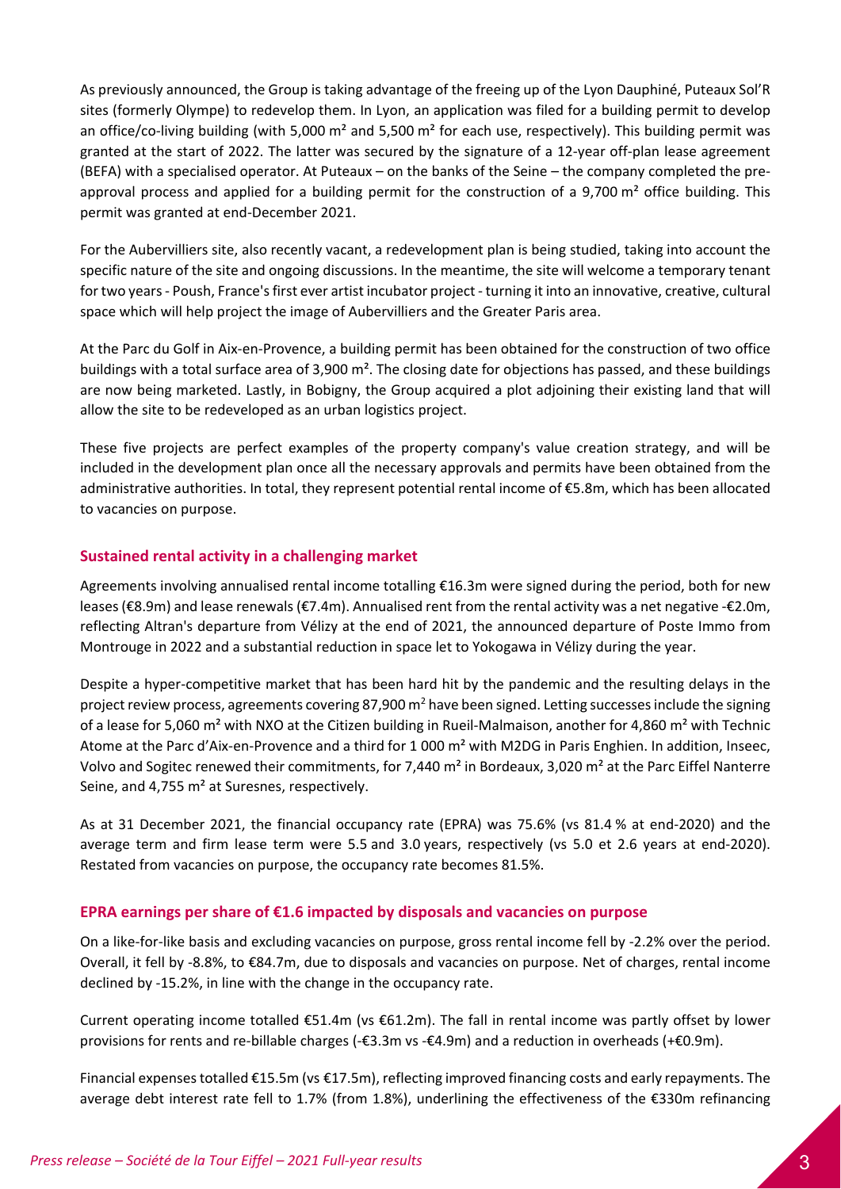As previously announced, the Group is taking advantage of the freeing up of the Lyon Dauphiné, Puteaux Sol'R sites (formerly Olympe) to redevelop them. In Lyon, an application was filed for a building permit to develop an office/co-living building (with 5,000 m² and 5,500 m² for each use, respectively). This building permit was granted at the start of 2022. The latter was secured by the signature of a 12-year off-plan lease agreement (BEFA) with a specialised operator. At Puteaux – on the banks of the Seine – the company completed the pre-approval process and applied for a building permit for the construction of a 9,700 m² office building. This permit was granted at end-December 2021.

For the Aubervilliers site, also recently vacant, a redevelopment plan is being studied, taking into account the specific nature of the site and ongoing discussions. In the meantime, the site will welcome a temporary tenant for two years - Poush, France's first ever artist incubator project - turning it into an innovative, creative, cultural space which will help project the image of Aubervilliers and the Greater Paris area.

At the Parc du Golf in Aix-en-Provence, a building permit has been obtained for the construction of two office buildings with a total surface area of 3,900 m². The closing date for objections has passed, and these buildings are now being marketed. Lastly, in Bobigny, the Group acquired a plot adjoining their existing land that will allow the site to be redeveloped as an urban logistics project.

These five projects are perfect examples of the property company's value creation strategy, and will be included in the development plan once all the necessary approvals and permits have been obtained from the administrative authorities. In total, they represent potential rental income of €5.8m, which has been allocated to vacancies on purpose.

## Sustained rental activity in a challenging market

Agreements involving annualised rental income totalling €16.3m were signed during the period, both for new leases (€8.9m) and lease renewals (€7.4m). Annualised rent from the rental activity was a net negative -€2.0m, reflecting Altran's departure from Vélizy at the end of 2021, the announced departure of Poste Immo from Montrouge in 2022 and a substantial reduction in space let to Yokogawa in Vélizy during the year.

Despite a hyper-competitive market that has been hard hit by the pandemic and the resulting delays in the project review process, agreements covering 87,900 m² have been signed. Letting successes include the signing of a lease for 5,060 m² with NXO at the Citizen building in Rueil-Malmaison, another for 4,860 m² with Technic Atome at the Parc d'Aix-en-Provence and a third for 1 000 m² with M2DG in Paris Enghien. In addition, Inseec, Volvo and Sogitec renewed their commitments, for 7,440 m² in Bordeaux, 3,020 m² at the Parc Eiffel Nanterre Seine, and 4,755 m² at Suresnes, respectively.

As at 31 December 2021, the financial occupancy rate (EPRA) was 75.6% (vs 81.4 % at end-2020) and the average term and firm lease term were 5.5 and 3.0 years, respectively (vs 5.0 et 2.6 years at end-2020). Restated from vacancies on purpose, the occupancy rate becomes 81.5%.

## EPRA earnings per share of €1.6 impacted by disposals and vacancies on purpose

On a like-for-like basis and excluding vacancies on purpose, gross rental income fell by -2.2% over the period. Overall, it fell by -8.8%, to €84.7m, due to disposals and vacancies on purpose. Net of charges, rental income declined by -15.2%, in line with the change in the occupancy rate.

Current operating income totalled €51.4m (vs €61.2m). The fall in rental income was partly offset by lower provisions for rents and re-billable charges (-€3.3m vs -€4.9m) and a reduction in overheads (+€0.9m).

Financial expenses totalled €15.5m (vs €17.5m), reflecting improved financing costs and early repayments. The average debt interest rate fell to 1.7% (from 1.8%), underlining the effectiveness of the €330m refinancing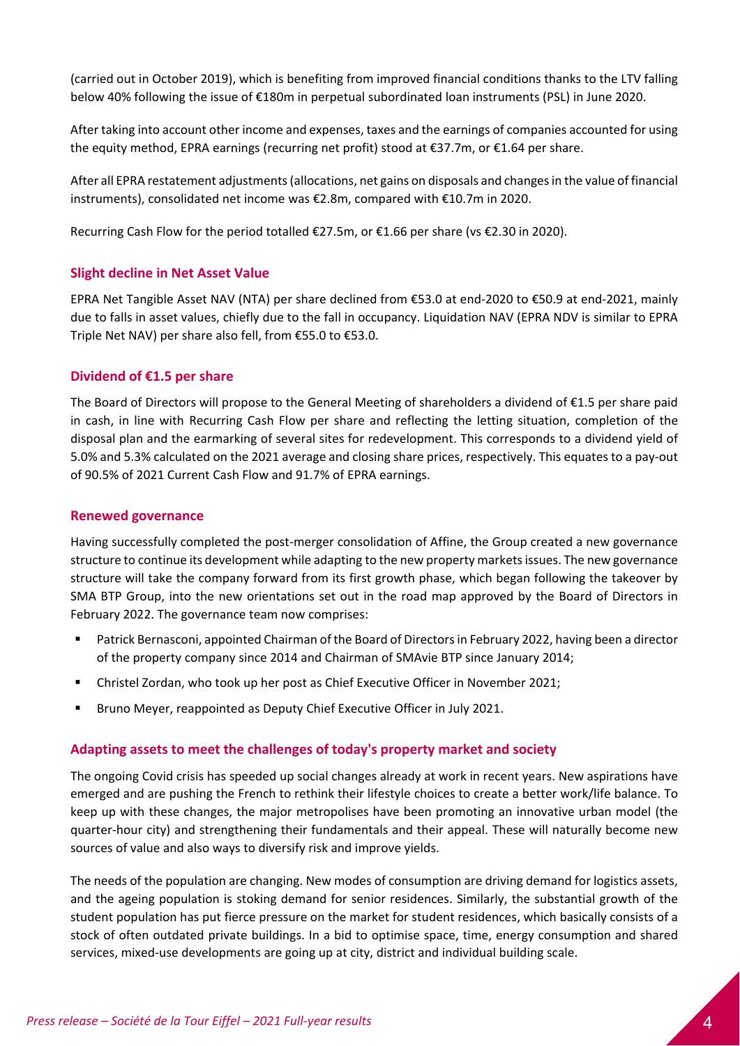(carried out in October 2019), which is benefiting from improved financial conditions thanks to the LTV falling below 40% following the issue of €180m in perpetual subordinated loan instruments (PSL) in June 2020.

After taking into account other income and expenses, taxes and the earnings of companies accounted for using the equity method, EPRA earnings (recurring net profit) stood at €37.7m, or €1.64 per share.

After all EPRA restatement adjustments (allocations, net gains on disposals and changes in the value of financial instruments), consolidated net income was €2.8m, compared with €10.7m in 2020.

Recurring Cash Flow for the period totalled €27.5m, or €1.66 per share (vs €2.30 in 2020).

## Slight decline in Net Asset Value

EPRA Net Tangible Asset NAV (NTA) per share declined from €53.0 at end-2020 to €50.9 at end-2021, mainly due to falls in asset values, chiefly due to the fall in occupancy. Liquidation NAV (EPRA NDV is similar to EPRA Triple Net NAV) per share also fell, from €55.0 to €53.0.

## Dividend of €1.5 per share

The Board of Directors will propose to the General Meeting of shareholders a dividend of €1.5 per share paid in cash, in line with Recurring Cash Flow per share and reflecting the letting situation, completion of the disposal plan and the earmarking of several sites for redevelopment. This corresponds to a dividend yield of 5.0% and 5.3% calculated on the 2021 average and closing share prices, respectively. This equates to a pay-out of 90.5% of 2021 Current Cash Flow and 91.7% of EPRA earnings.

## Renewed governance

Having successfully completed the post-merger consolidation of Affine, the Group created a new governance structure to continue its development while adapting to the new property markets issues. The new governance structure will take the company forward from its first growth phase, which began following the takeover by SMA BTP Group, into the new orientations set out in the road map approved by the Board of Directors in February 2022. The governance team now comprises:

- Patrick Bernasconi, appointed Chairman of the Board of Directors in February 2022, having been a director of the property company since 2014 and Chairman of SMAvie BTP since January 2014;
- Christel Zordan, who took up her post as Chief Executive Officer in November 2021;
- Bruno Meyer, reappointed as Deputy Chief Executive Officer in July 2021.

## Adapting assets to meet the challenges of today's property market and society

The ongoing Covid crisis has speeded up social changes already at work in recent years. New aspirations have emerged and are pushing the French to rethink their lifestyle choices to create a better work/life balance. To keep up with these changes, the major metropolises have been promoting an innovative urban model (the quarter-hour city) and strengthening their fundamentals and their appeal. These will naturally become new sources of value and also ways to diversify risk and improve yields.

The needs of the population are changing. New modes of consumption are driving demand for logistics assets, and the ageing population is stoking demand for senior residences. Similarly, the substantial growth of the student population has put fierce pressure on the market for student residences, which basically consists of a stock of often outdated private buildings. In a bid to optimise space, time, energy consumption and shared services, mixed-use developments are going up at city, district and individual building scale.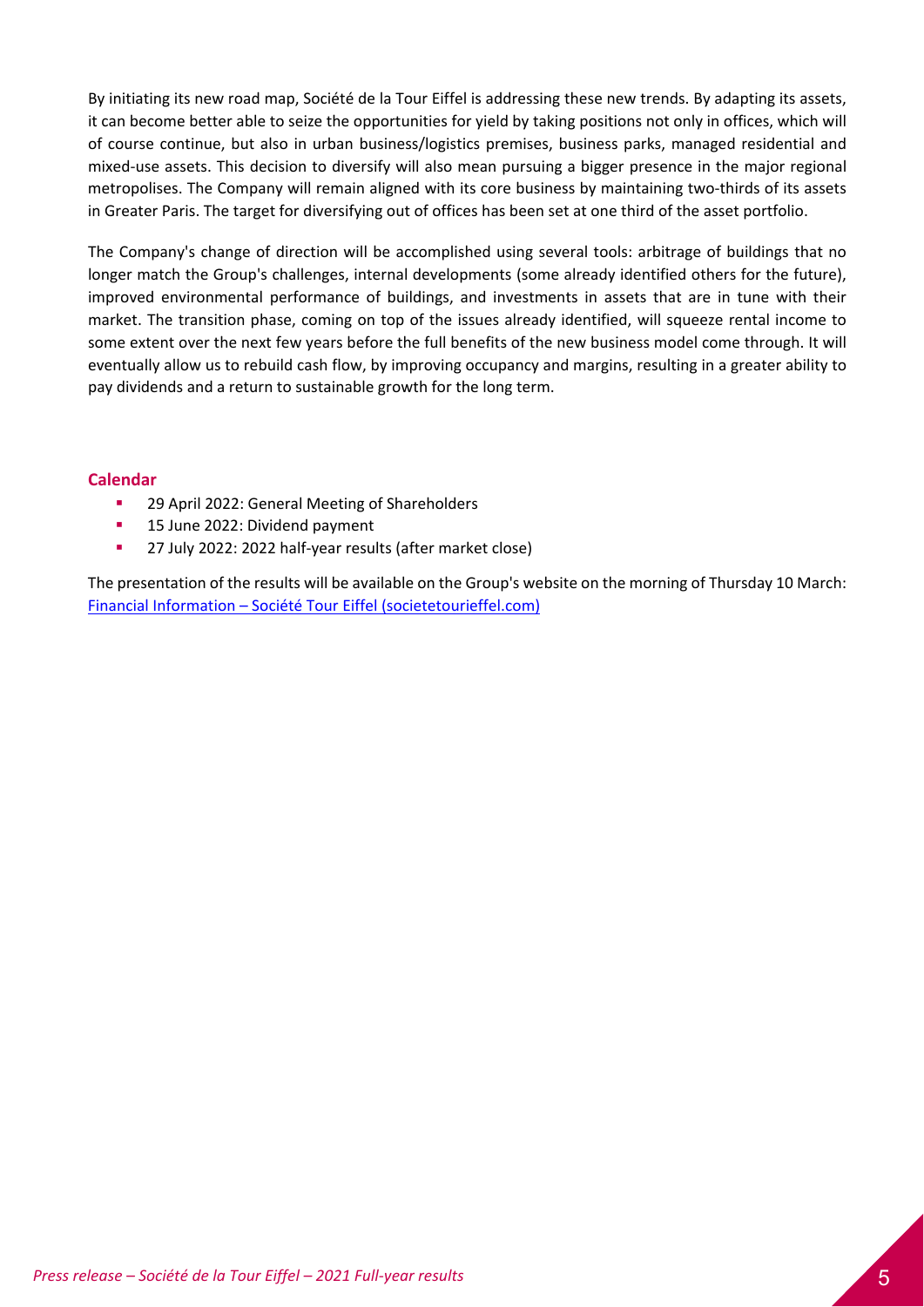By initiating its new road map, Société de la Tour Eiffel is addressing these new trends. By adapting its assets, it can become better able to seize the opportunities for yield by taking positions not only in offices, which will of course continue, but also in urban business/logistics premises, business parks, managed residential and mixed-use assets. This decision to diversify will also mean pursuing a bigger presence in the major regional metropolises. The Company will remain aligned with its core business by maintaining two-thirds of its assets in Greater Paris. The target for diversifying out of offices has been set at one third of the asset portfolio.

The Company's change of direction will be accomplished using several tools: arbitrage of buildings that no longer match the Group's challenges, internal developments (some already identified others for the future), improved environmental performance of buildings, and investments in assets that are in tune with their market. The transition phase, coming on top of the issues already identified, will squeeze rental income to some extent over the next few years before the full benefits of the new business model come through. It will eventually allow us to rebuild cash flow, by improving occupancy and margins, resulting in a greater ability to pay dividends and a return to sustainable growth for the long term.

## Calendar

- 29 April 2022: General Meeting of Shareholders
- 15 June 2022: Dividend payment
- 27 July 2022: 2022 half-year results (after market close)

The presentation of the results will be available on the Group's website on the morning of Thursday 10 March: [Financial Information – Société Tour Eiffel (societetourieffel.com)](https://www.societetourieffel.com)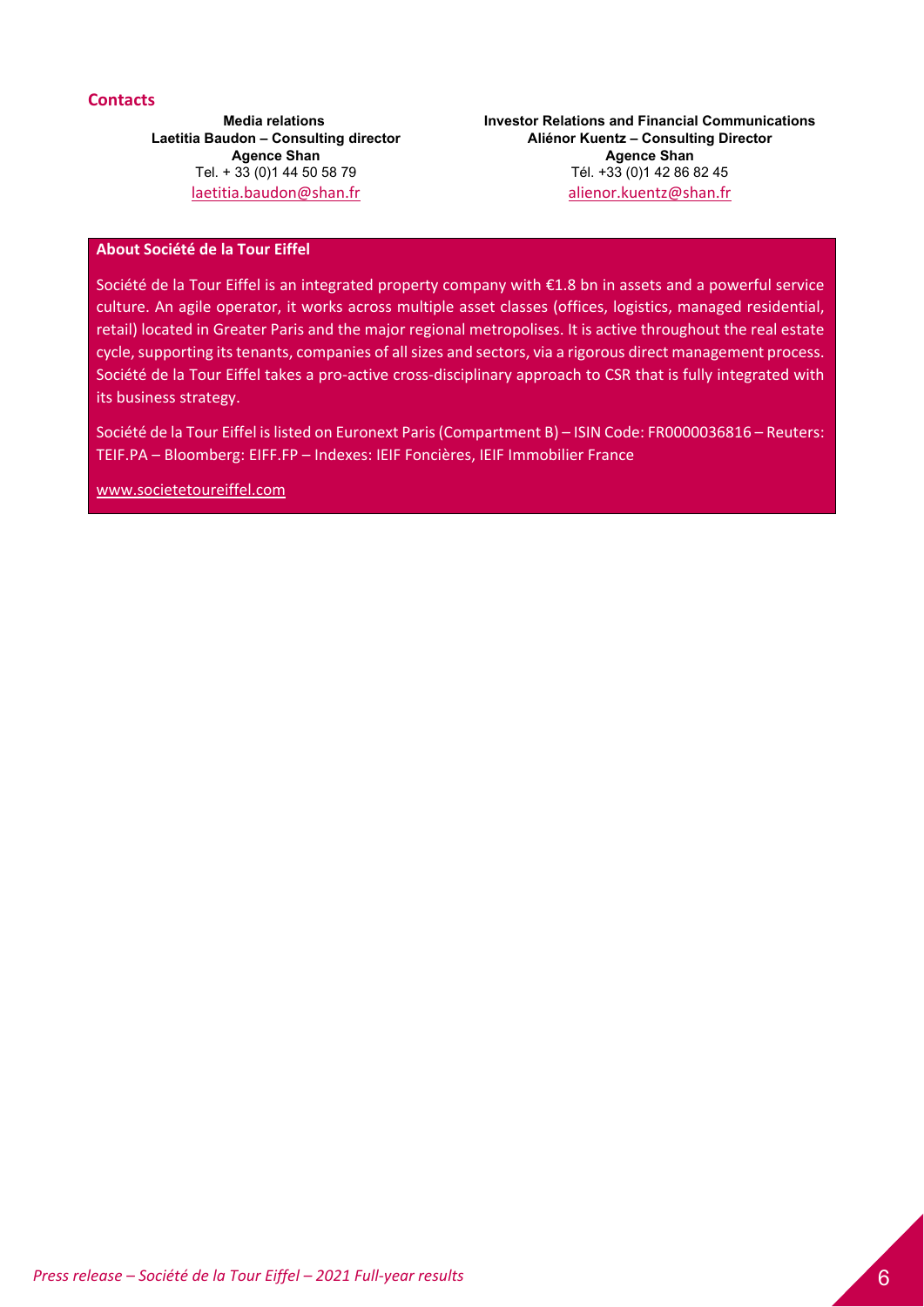## Contacts

**Media relations**
**Laetitia Baudon – Consulting director**
**Agence Shan**
Tel. + 33 (0)1 44 50 58 79
laetitia.baudon@shan.fr

**Investor Relations and Financial Communications**
**Aliénor Kuentz – Consulting Director**
**Agence Shan**
Tél. +33 (0)1 42 86 82 45
alienor.kuentz@shan.fr

**About Société de la Tour Eiffel**

Société de la Tour Eiffel is an integrated property company with €1.8 bn in assets and a powerful service culture. An agile operator, it works across multiple asset classes (offices, logistics, managed residential, retail) located in Greater Paris and the major regional metropolises. It is active throughout the real estate cycle, supporting its tenants, companies of all sizes and sectors, via a rigorous direct management process. Société de la Tour Eiffel takes a pro-active cross-disciplinary approach to CSR that is fully integrated with its business strategy.

Société de la Tour Eiffel is listed on Euronext Paris (Compartment B) – ISIN Code: FR0000036816 – Reuters: TEIF.PA – Bloomberg: EIFF.FP – Indexes: IEIF Foncières, IEIF Immobilier France

www.societetoureiffel.com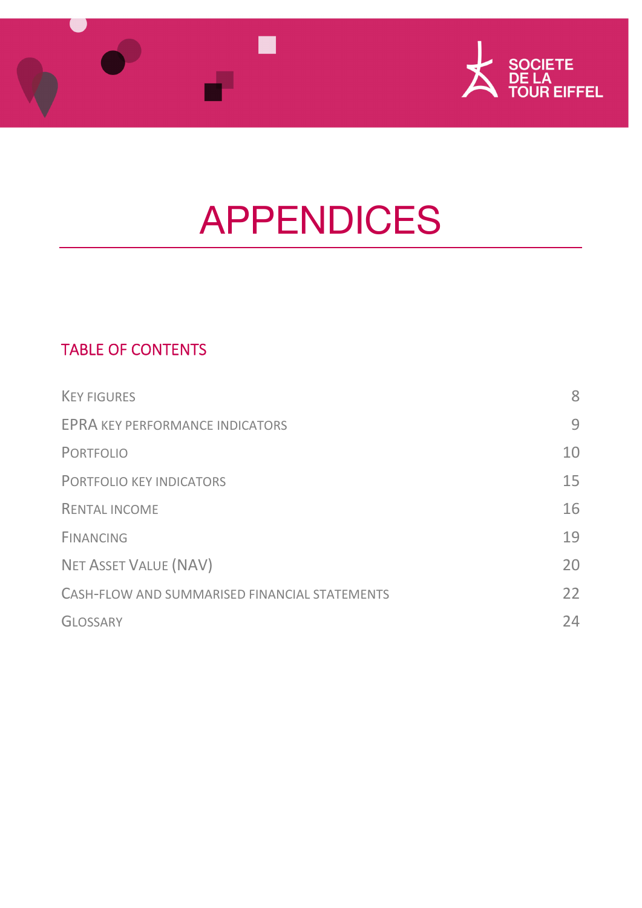# APPENDICES

## TABLE OF CONTENTS

| | |
|---|---|
| KEY FIGURES | 8 |
| EPRA KEY PERFORMANCE INDICATORS | 9 |
| PORTFOLIO | 10 |
| PORTFOLIO KEY INDICATORS | 15 |
| RENTAL INCOME | 16 |
| FINANCING | 19 |
| NET ASSET VALUE (NAV) | 20 |
| CASH-FLOW AND SUMMARISED FINANCIAL STATEMENTS | 22 |
| GLOSSARY | 24 |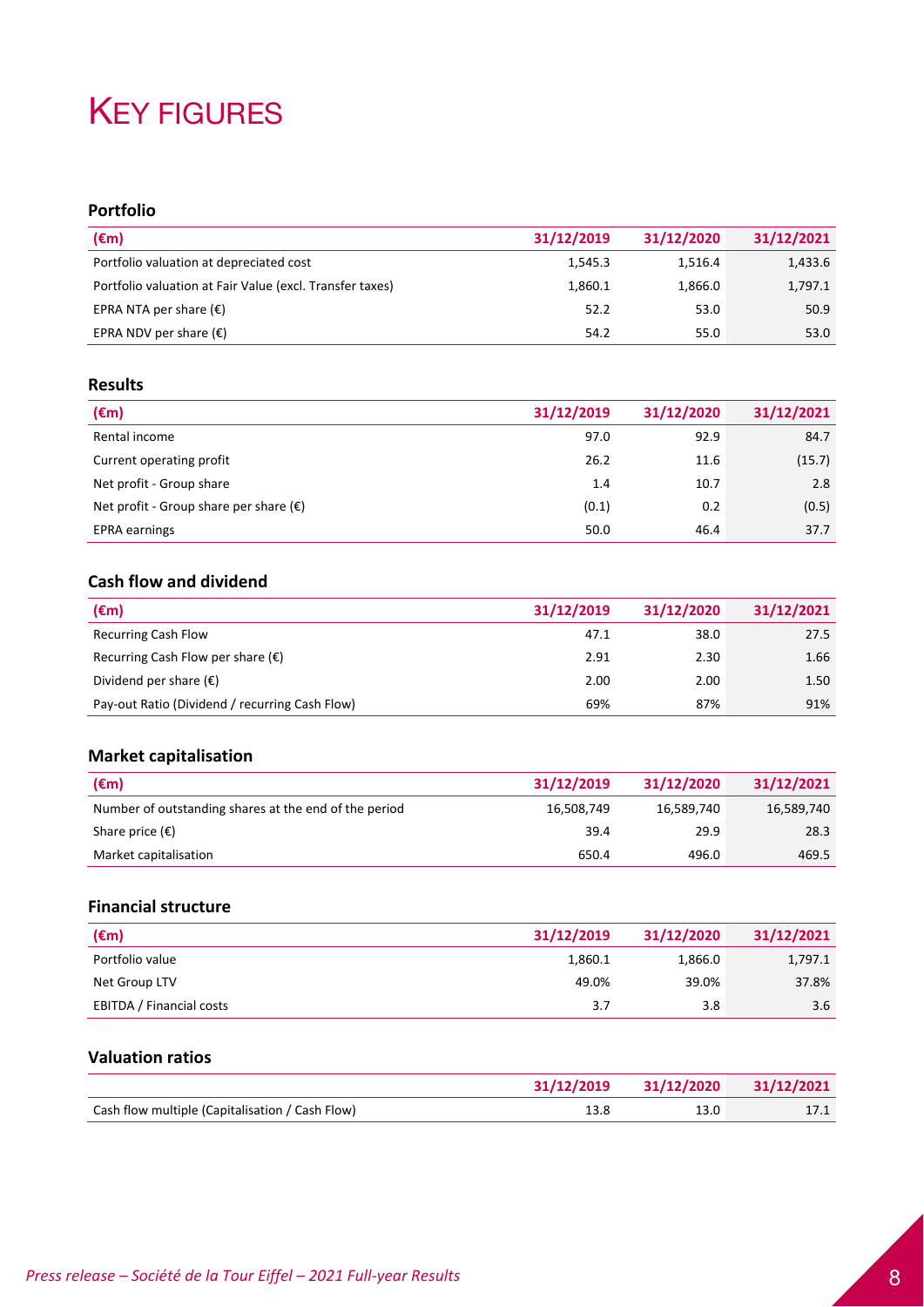# KEY FIGURES

### Portfolio

| (€m) | 31/12/2019 | 31/12/2020 | 31/12/2021 |
|---|---|---|---|
| Portfolio valuation at depreciated cost | 1,545.3 | 1,516.4 | 1,433.6 |
| Portfolio valuation at Fair Value (excl. Transfer taxes) | 1,860.1 | 1,866.0 | 1,797.1 |
| EPRA NTA per share (€) | 52.2 | 53.0 | 50.9 |
| EPRA NDV per share (€) | 54.2 | 55.0 | 53.0 |

### Results

| (€m) | 31/12/2019 | 31/12/2020 | 31/12/2021 |
|---|---|---|---|
| Rental income | 97.0 | 92.9 | 84.7 |
| Current operating profit | 26.2 | 11.6 | (15.7) |
| Net profit - Group share | 1.4 | 10.7 | 2.8 |
| Net profit - Group share per share (€) | (0.1) | 0.2 | (0.5) |
| EPRA earnings | 50.0 | 46.4 | 37.7 |

### Cash flow and dividend

| (€m) | 31/12/2019 | 31/12/2020 | 31/12/2021 |
|---|---|---|---|
| Recurring Cash Flow | 47.1 | 38.0 | 27.5 |
| Recurring Cash Flow per share (€) | 2.91 | 2.30 | 1.66 |
| Dividend per share (€) | 2.00 | 2.00 | 1.50 |
| Pay-out Ratio (Dividend / recurring Cash Flow) | 69% | 87% | 91% |

### Market capitalisation

| (€m) | 31/12/2019 | 31/12/2020 | 31/12/2021 |
|---|---|---|---|
| Number of outstanding shares at the end of the period | 16,508,749 | 16,589,740 | 16,589,740 |
| Share price (€) | 39.4 | 29.9 | 28.3 |
| Market capitalisation | 650.4 | 496.0 | 469.5 |

### Financial structure

| (€m) | 31/12/2019 | 31/12/2020 | 31/12/2021 |
|---|---|---|---|
| Portfolio value | 1,860.1 | 1,866.0 | 1,797.1 |
| Net Group LTV | 49.0% | 39.0% | 37.8% |
| EBITDA / Financial costs | 3.7 | 3.8 | 3.6 |

### Valuation ratios

| | 31/12/2019 | 31/12/2020 | 31/12/2021 |
|---|---|---|---|
| Cash flow multiple (Capitalisation / Cash Flow) | 13.8 | 13.0 | 17.1 |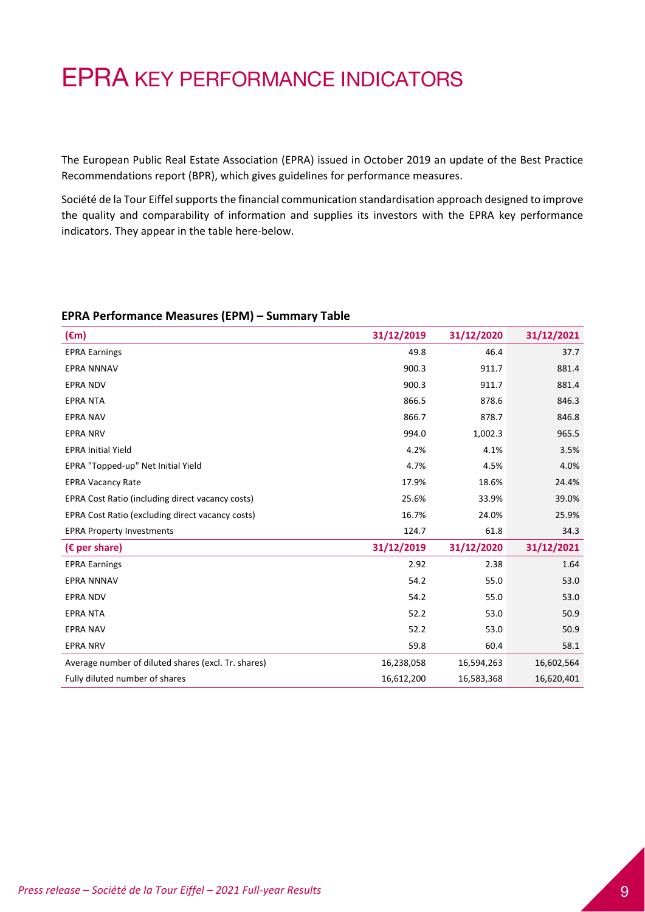# EPRA KEY PERFORMANCE INDICATORS

The European Public Real Estate Association (EPRA) issued in October 2019 an update of the Best Practice Recommendations report (BPR), which gives guidelines for performance measures.

Société de la Tour Eiffel supports the financial communication standardisation approach designed to improve the quality and comparability of information and supplies its investors with the EPRA key performance indicators. They appear in the table here-below.

**EPRA Performance Measures (EPM) – Summary Table**

| (€m) | 31/12/2019 | 31/12/2020 | 31/12/2021 |
|---|---|---|---|
| EPRA Earnings | 49.8 | 46.4 | 37.7 |
| EPRA NNNAV | 900.3 | 911.7 | 881.4 |
| EPRA NDV | 900.3 | 911.7 | 881.4 |
| EPRA NTA | 866.5 | 878.6 | 846.3 |
| EPRA NAV | 866.7 | 878.7 | 846.8 |
| EPRA NRV | 994.0 | 1,002.3 | 965.5 |
| EPRA Initial Yield | 4.2% | 4.1% | 3.5% |
| EPRA "Topped-up" Net Initial Yield | 4.7% | 4.5% | 4.0% |
| EPRA Vacancy Rate | 17.9% | 18.6% | 24.4% |
| EPRA Cost Ratio (including direct vacancy costs) | 25.6% | 33.9% | 39.0% |
| EPRA Cost Ratio (excluding direct vacancy costs) | 16.7% | 24.0% | 25.9% |
| EPRA Property Investments | 124.7 | 61.8 | 34.3 |
| **(€ per share)** | **31/12/2019** | **31/12/2020** | **31/12/2021** |
| EPRA Earnings | 2.92 | 2.38 | 1.64 |
| EPRA NNNAV | 54.2 | 55.0 | 53.0 |
| EPRA NDV | 54.2 | 55.0 | 53.0 |
| EPRA NTA | 52.2 | 53.0 | 50.9 |
| EPRA NAV | 52.2 | 53.0 | 50.9 |
| EPRA NRV | 59.8 | 60.4 | 58.1 |
| Average number of diluted shares (excl. Tr. shares) | 16,238,058 | 16,594,263 | 16,602,564 |
| Fully diluted number of shares | 16,612,200 | 16,583,368 | 16,620,401 |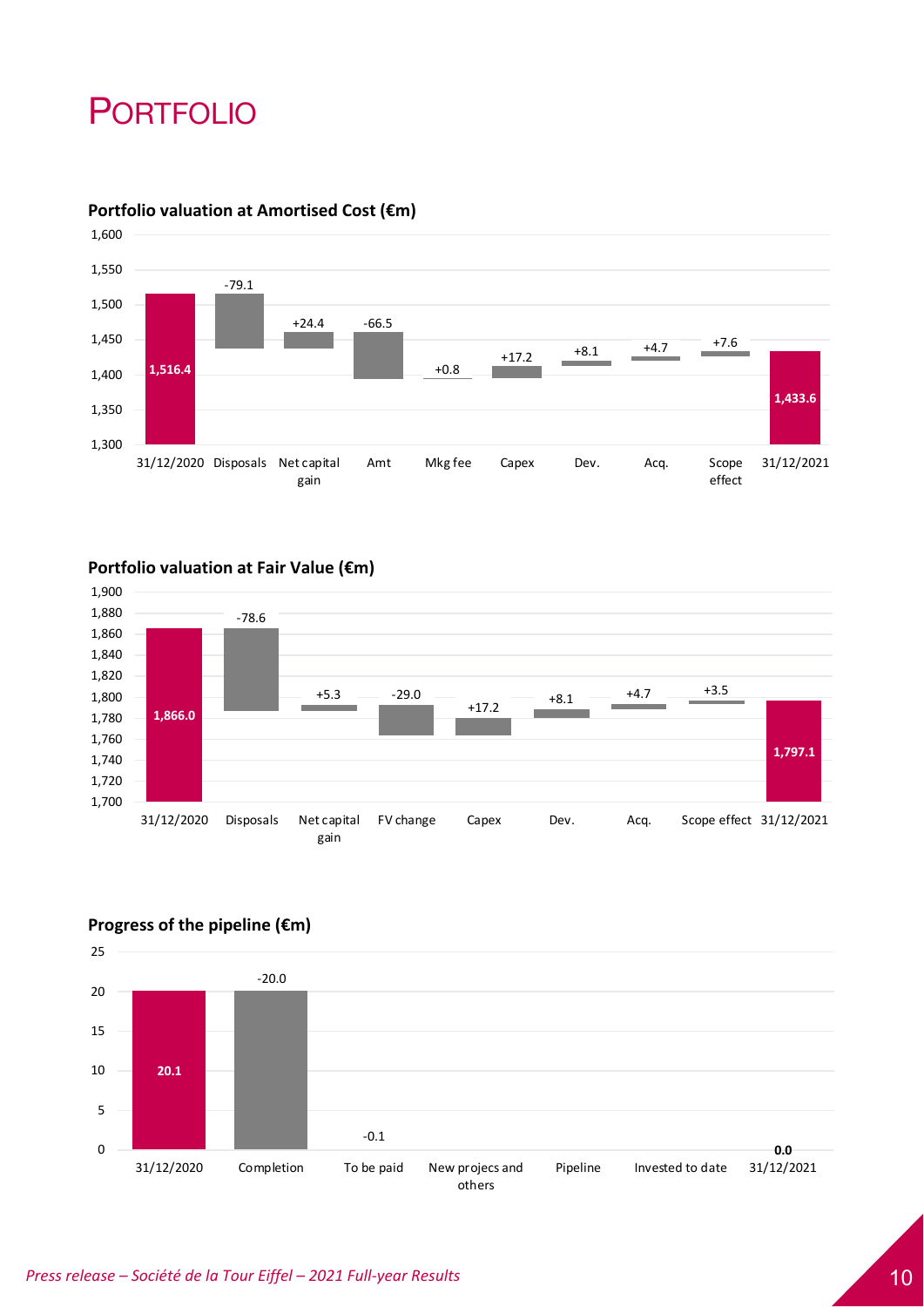# PORTFOLIO

**Portfolio valuation at Amortised Cost (€m)**

| 31/12/2020 | Disposals | Net capital gain | Amt | Mkg fee | Capex | Dev. | Acq. | Scope effect | 31/12/2021 |
| --- | --- | --- | --- | --- | --- | --- | --- | --- | --- |
| 1,516.4 | -79.1 | +24.4 | -66.5 | +0.8 | +17.2 | +8.1 | +4.7 | +7.6 | 1,433.6 |

**Portfolio valuation at Fair Value (€m)**

| 31/12/2020 | Disposals | Net capital gain | FV change | Capex | Dev. | Acq. | Scope effect | 31/12/2021 |
| --- | --- | --- | --- | --- | --- | --- | --- | --- |
| 1,866.0 | -78.6 | +5.3 | -29.0 | +17.2 | +8.1 | +4.7 | +3.5 | 1,797.1 |

**Progress of the pipeline (€m)**

| 31/12/2020 | Completion | To be paid | New projecs and others | Pipeline | Invested to date | 31/12/2021 |
| --- | --- | --- | --- | --- | --- | --- |
| 20.1 | -20.0 | -0.1 | | | | 0.0 |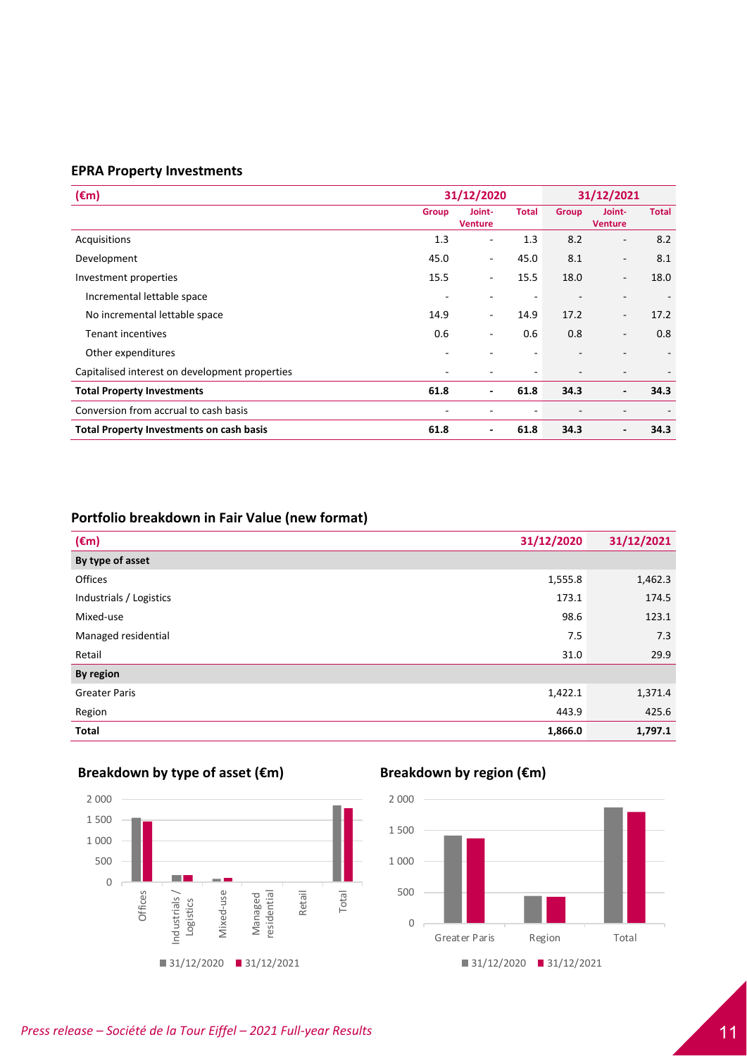### EPRA Property Investments

| (€m) | 31/12/2020 | | | 31/12/2021 | | |
|---|---|---|---|---|---|---|
| | Group | Joint-Venture | Total | Group | Joint-Venture | Total |
| Acquisitions | 1.3 | - | 1.3 | 8.2 | - | 8.2 |
| Development | 45.0 | - | 45.0 | 8.1 | - | 8.1 |
| Investment properties | 15.5 | - | 15.5 | 18.0 | - | 18.0 |
| Incremental lettable space | - | - | - | - | - | - |
| No incremental lettable space | 14.9 | - | 14.9 | 17.2 | - | 17.2 |
| Tenant incentives | 0.6 | - | 0.6 | 0.8 | - | 0.8 |
| Other expenditures | - | - | - | - | - | - |
| Capitalised interest on development properties | - | - | - | - | - | - |
| **Total Property Investments** | **61.8** | **-** | **61.8** | **34.3** | **-** | **34.3** |
| Conversion from accrual to cash basis | - | - | - | - | - | - |
| **Total Property Investments on cash basis** | **61.8** | **-** | **61.8** | **34.3** | **-** | **34.3** |

### Portfolio breakdown in Fair Value (new format)

| (€m) | 31/12/2020 | 31/12/2021 |
|---|---|---|
| **By type of asset** | | |
| Offices | 1,555.8 | 1,462.3 |
| Industrials / Logistics | 173.1 | 174.5 |
| Mixed-use | 98.6 | 123.1 |
| Managed residential | 7.5 | 7.3 |
| Retail | 31.0 | 29.9 |
| **By region** | | |
| Greater Paris | 1,422.1 | 1,371.4 |
| Region | 443.9 | 425.6 |
| **Total** | **1,866.0** | **1,797.1** |

### Breakdown by type of asset (€m)

### Breakdown by region (€m)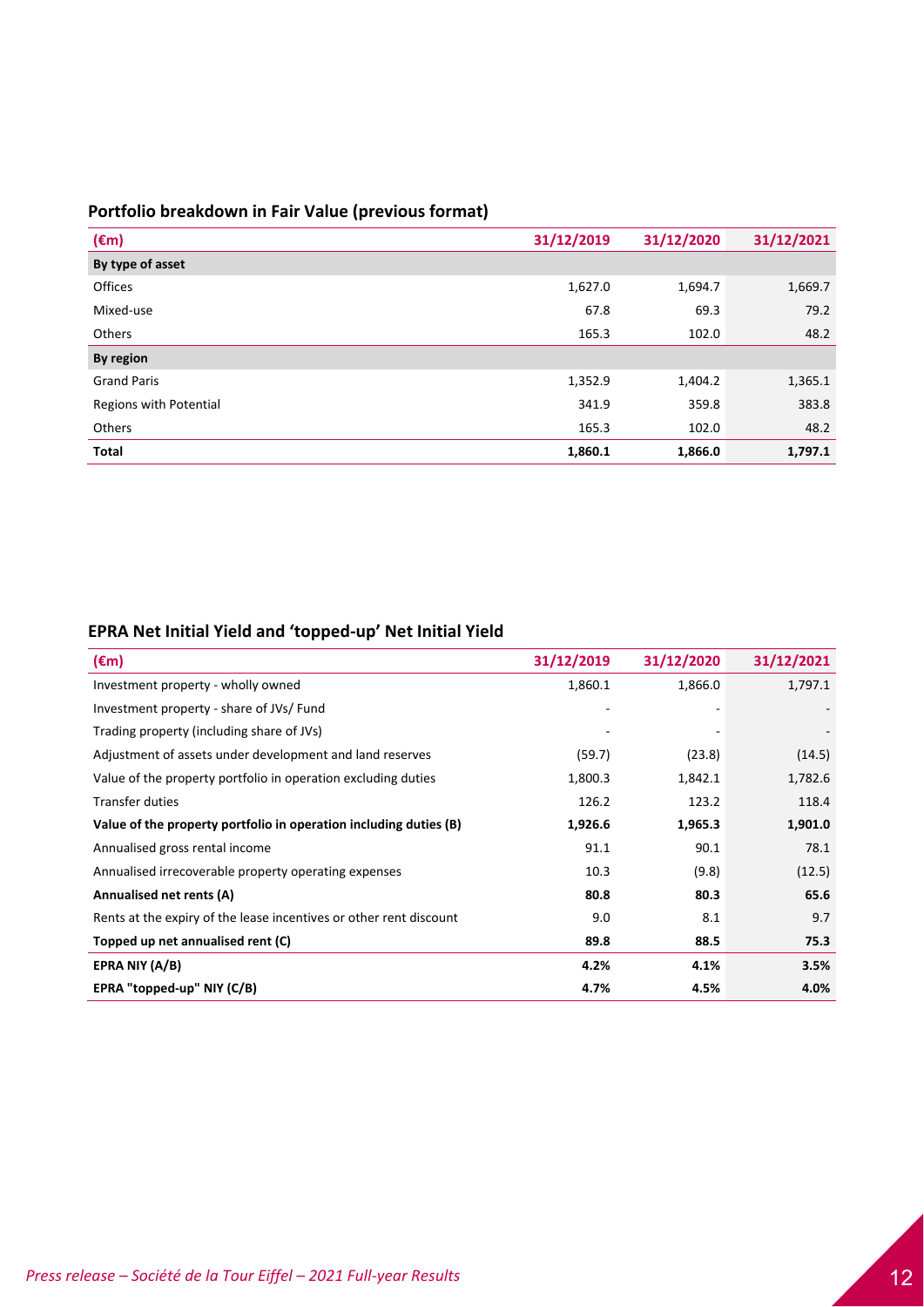## Portfolio breakdown in Fair Value (previous format)

| (€m) | 31/12/2019 | 31/12/2020 | 31/12/2021 |
|---|---|---|---|
| **By type of asset** | | | |
| Offices | 1,627.0 | 1,694.7 | 1,669.7 |
| Mixed-use | 67.8 | 69.3 | 79.2 |
| Others | 165.3 | 102.0 | 48.2 |
| **By region** | | | |
| Grand Paris | 1,352.9 | 1,404.2 | 1,365.1 |
| Regions with Potential | 341.9 | 359.8 | 383.8 |
| Others | 165.3 | 102.0 | 48.2 |
| **Total** | **1,860.1** | **1,866.0** | **1,797.1** |

## EPRA Net Initial Yield and 'topped-up' Net Initial Yield

| (€m) | 31/12/2019 | 31/12/2020 | 31/12/2021 |
|---|---|---|---|
| Investment property - wholly owned | 1,860.1 | 1,866.0 | 1,797.1 |
| Investment property - share of JVs/ Fund | - | - | - |
| Trading property (including share of JVs) | - | - | - |
| Adjustment of assets under development and land reserves | (59.7) | (23.8) | (14.5) |
| Value of the property portfolio in operation excluding duties | 1,800.3 | 1,842.1 | 1,782.6 |
| Transfer duties | 126.2 | 123.2 | 118.4 |
| **Value of the property portfolio in operation including duties (B)** | **1,926.6** | **1,965.3** | **1,901.0** |
| Annualised gross rental income | 91.1 | 90.1 | 78.1 |
| Annualised irrecoverable property operating expenses | 10.3 | (9.8) | (12.5) |
| **Annualised net rents (A)** | **80.8** | **80.3** | **65.6** |
| Rents at the expiry of the lease incentives or other rent discount | 9.0 | 8.1 | 9.7 |
| **Topped up net annualised rent (C)** | **89.8** | **88.5** | **75.3** |
| **EPRA NIY (A/B)** | **4.2%** | **4.1%** | **3.5%** |
| **EPRA "topped-up" NIY (C/B)** | **4.7%** | **4.5%** | **4.0%** |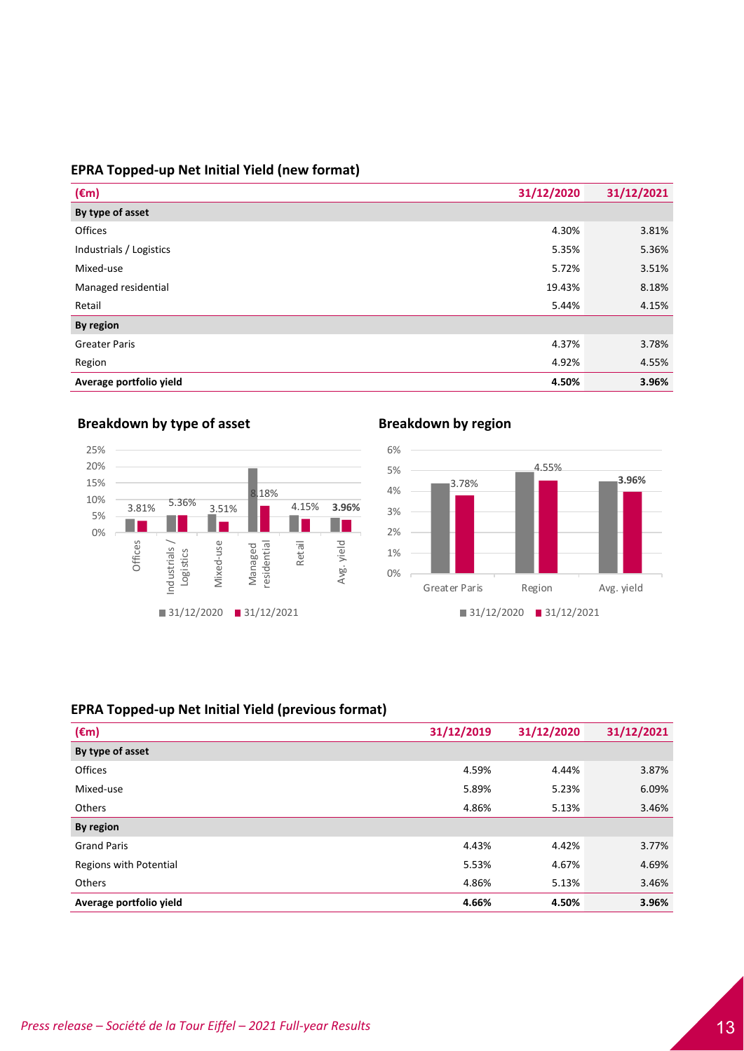## EPRA Topped-up Net Initial Yield (new format)

| (€m) | 31/12/2020 | 31/12/2021 |
|---|---|---|
| **By type of asset** | | |
| Offices | 4.30% | 3.81% |
| Industrials / Logistics | 5.35% | 5.36% |
| Mixed-use | 5.72% | 3.51% |
| Managed residential | 19.43% | 8.18% |
| Retail | 5.44% | 4.15% |
| **By region** | | |
| Greater Paris | 4.37% | 3.78% |
| Region | 4.92% | 4.55% |
| **Average portfolio yield** | **4.50%** | **3.96%** |

### Breakdown by type of asset

| | 31/12/2020 | 31/12/2021 |
|---|---|---|
| Offices | | 3.81% |
| Industrials / Logistics | | 5.36% |
| Mixed-use | | 3.51% |
| Managed residential | | 8.18% |
| Retail | | 4.15% |
| Avg. yield | | **3.96%** |

### Breakdown by region

| | 31/12/2020 | 31/12/2021 |
|---|---|---|
| Greater Paris | | 3.78% |
| Region | | 4.55% |
| Avg. yield | | **3.96%** |

## EPRA Topped-up Net Initial Yield (previous format)

| (€m) | 31/12/2019 | 31/12/2020 | 31/12/2021 |
|---|---|---|---|
| **By type of asset** | | | |
| Offices | 4.59% | 4.44% | 3.87% |
| Mixed-use | 5.89% | 5.23% | 6.09% |
| Others | 4.86% | 5.13% | 3.46% |
| **By region** | | | |
| Grand Paris | 4.43% | 4.42% | 3.77% |
| Regions with Potential | 5.53% | 4.67% | 4.69% |
| Others | 4.86% | 5.13% | 3.46% |
| **Average portfolio yield** | **4.66%** | **4.50%** | **3.96%** |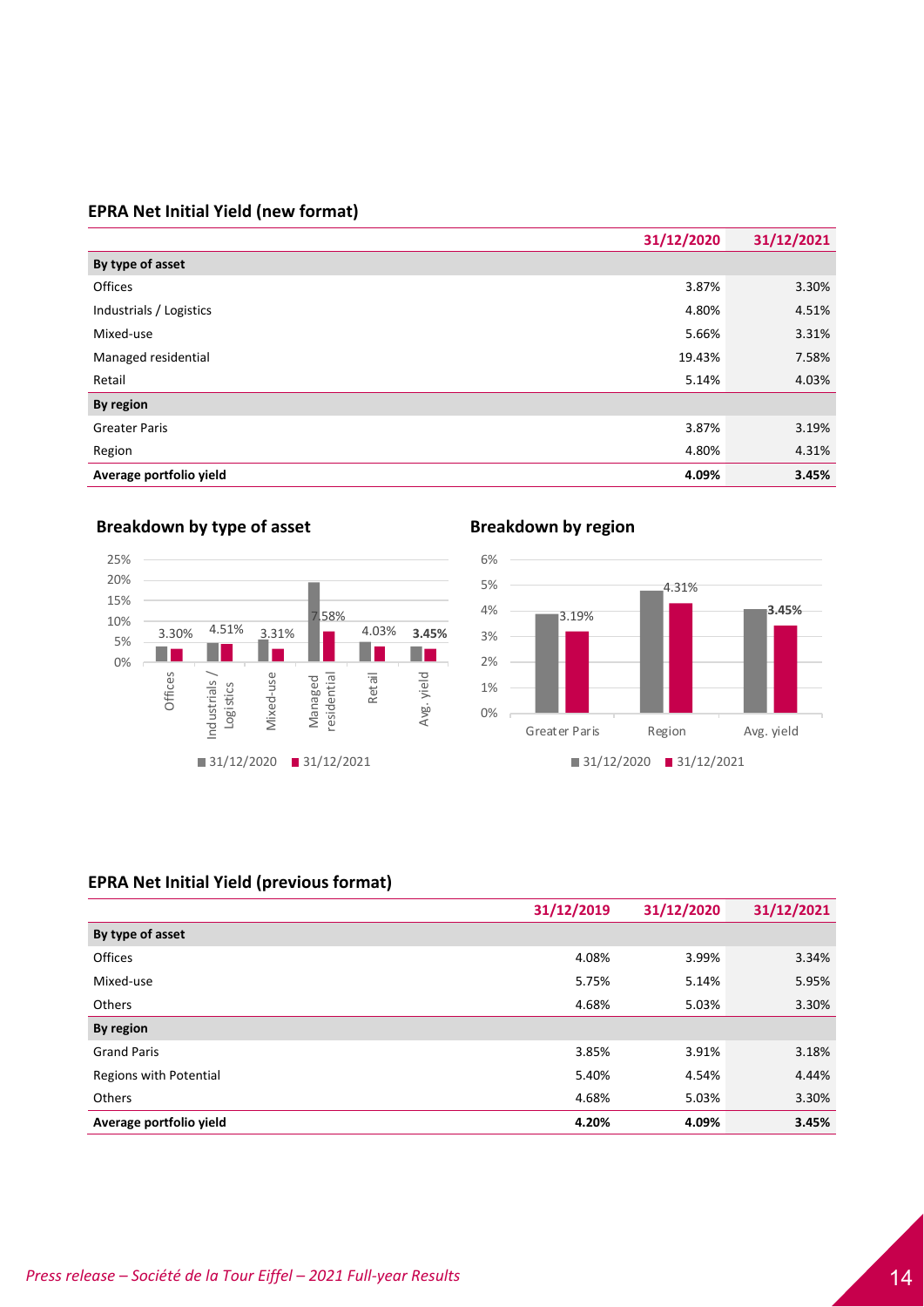## EPRA Net Initial Yield (new format)

| | 31/12/2020 | 31/12/2021 |
|---|---|---|
| **By type of asset** | | |
| Offices | 3.87% | 3.30% |
| Industrials / Logistics | 4.80% | 4.51% |
| Mixed-use | 5.66% | 3.31% |
| Managed residential | 19.43% | 7.58% |
| Retail | 5.14% | 4.03% |
| **By region** | | |
| Greater Paris | 3.87% | 3.19% |
| Region | 4.80% | 4.31% |
| **Average portfolio yield** | **4.09%** | **3.45%** |

### Breakdown by type of asset

### Breakdown by region

## EPRA Net Initial Yield (previous format)

| | 31/12/2019 | 31/12/2020 | 31/12/2021 |
|---|---|---|---|
| **By type of asset** | | | |
| Offices | 4.08% | 3.99% | 3.34% |
| Mixed-use | 5.75% | 5.14% | 5.95% |
| Others | 4.68% | 5.03% | 3.30% |
| **By region** | | | |
| Grand Paris | 3.85% | 3.91% | 3.18% |
| Regions with Potential | 5.40% | 4.54% | 4.44% |
| Others | 4.68% | 5.03% | 3.30% |
| **Average portfolio yield** | **4.20%** | **4.09%** | **3.45%** |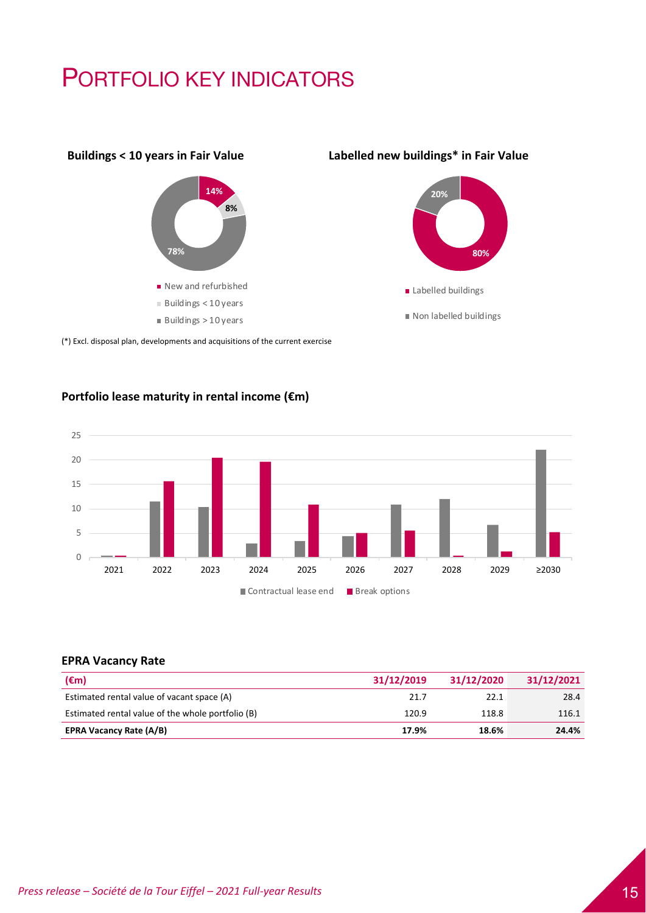# PORTFOLIO KEY INDICATORS

**Buildings < 10 years in Fair Value**

- New and refurbished: 14%
- Buildings < 10 years: 8%
- Buildings > 10 years: 78%

**Labelled new buildings* in Fair Value**

- Labelled buildings: 80%
- Non labelled buildings: 20%

(*) Excl. disposal plan, developments and acquisitions of the current exercise

**Portfolio lease maturity in rental income (€m)**

Contractual lease end / Break options

**EPRA Vacancy Rate**

| (€m) | 31/12/2019 | 31/12/2020 | 31/12/2021 |
|---|---|---|---|
| Estimated rental value of vacant space (A) | 21.7 | 22.1 | 28.4 |
| Estimated rental value of the whole portfolio (B) | 120.9 | 118.8 | 116.1 |
| **EPRA Vacancy Rate (A/B)** | **17.9%** | **18.6%** | **24.4%** |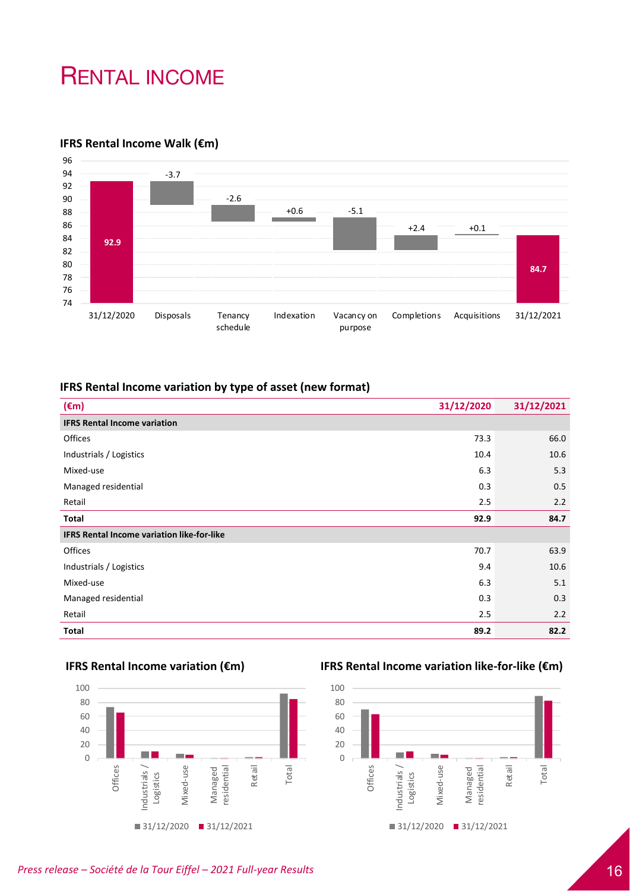# RENTAL INCOME

**IFRS Rental Income Walk (€m)**

| 31/12/2020 | Disposals | Tenancy schedule | Indexation | Vacancy on purpose | Completions | Acquisitions | 31/12/2021 |
|---|---|---|---|---|---|---|---|
| 92.9 | -3.7 | -2.6 | +0.6 | -5.1 | +2.4 | +0.1 | 84.7 |

**IFRS Rental Income variation by type of asset (new format)**

| (€m) | 31/12/2020 | 31/12/2021 |
|---|---|---|
| **IFRS Rental Income variation** | | |
| Offices | 73.3 | 66.0 |
| Industrials / Logistics | 10.4 | 10.6 |
| Mixed-use | 6.3 | 5.3 |
| Managed residential | 0.3 | 0.5 |
| Retail | 2.5 | 2.2 |
| **Total** | **92.9** | **84.7** |
| **IFRS Rental Income variation like-for-like** | | |
| Offices | 70.7 | 63.9 |
| Industrials / Logistics | 9.4 | 10.6 |
| Mixed-use | 6.3 | 5.1 |
| Managed residential | 0.3 | 0.3 |
| Retail | 2.5 | 2.2 |
| **Total** | **89.2** | **82.2** |

**IFRS Rental Income variation (€m)**

**IFRS Rental Income variation like-for-like (€m)**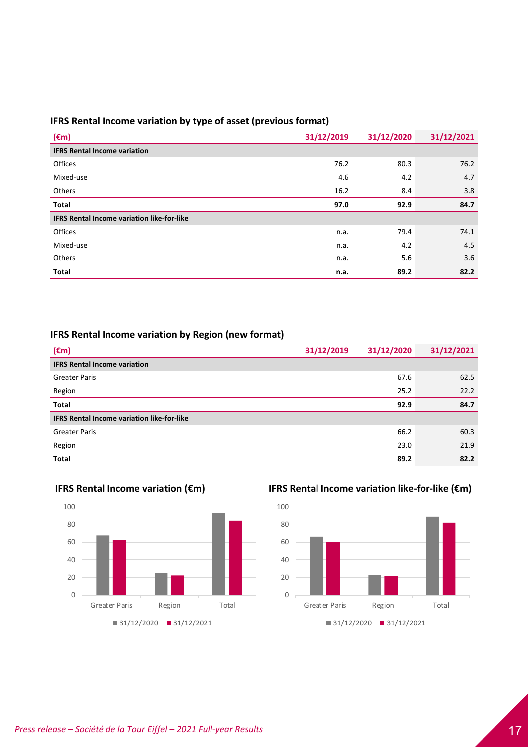### IFRS Rental Income variation by type of asset (previous format)

| (€m) | 31/12/2019 | 31/12/2020 | 31/12/2021 |
|---|---|---|---|
| **IFRS Rental Income variation** | | | |
| Offices | 76.2 | 80.3 | 76.2 |
| Mixed-use | 4.6 | 4.2 | 4.7 |
| Others | 16.2 | 8.4 | 3.8 |
| **Total** | **97.0** | **92.9** | **84.7** |
| **IFRS Rental Income variation like-for-like** | | | |
| Offices | n.a. | 79.4 | 74.1 |
| Mixed-use | n.a. | 4.2 | 4.5 |
| Others | n.a. | 5.6 | 3.6 |
| **Total** | **n.a.** | **89.2** | **82.2** |

### IFRS Rental Income variation by Region (new format)

| (€m) | 31/12/2019 | 31/12/2020 | 31/12/2021 |
|---|---|---|---|
| **IFRS Rental Income variation** | | | |
| Greater Paris | | 67.6 | 62.5 |
| Region | | 25.2 | 22.2 |
| **Total** | | **92.9** | **84.7** |
| **IFRS Rental Income variation like-for-like** | | | |
| Greater Paris | | 66.2 | 60.3 |
| Region | | 23.0 | 21.9 |
| **Total** | | **89.2** | **82.2** |

**IFRS Rental Income variation (€m)**

**IFRS Rental Income variation like-for-like (€m)**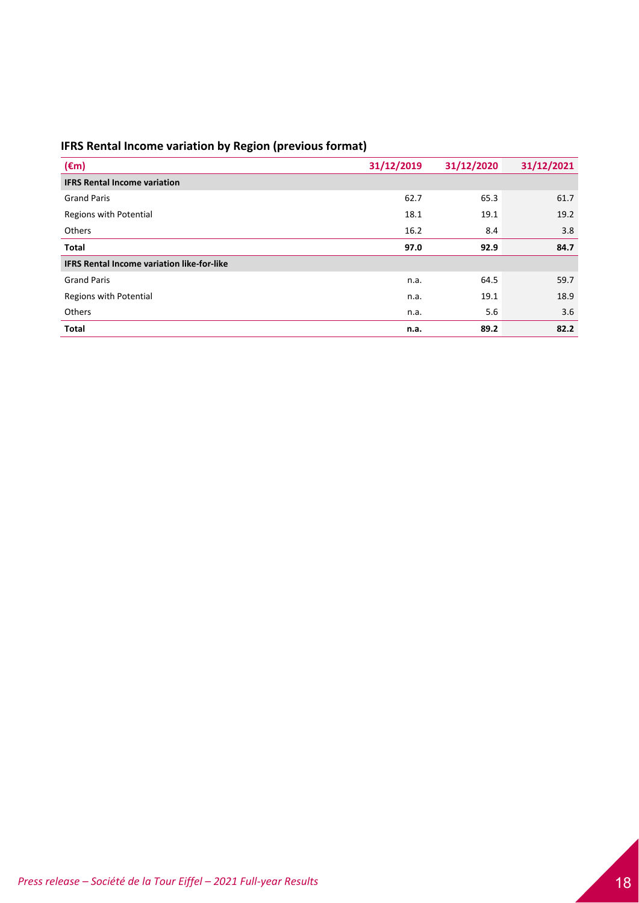## IFRS Rental Income variation by Region (previous format)

| (€m) | 31/12/2019 | 31/12/2020 | 31/12/2021 |
|---|---|---|---|
| **IFRS Rental Income variation** | | | |
| Grand Paris | 62.7 | 65.3 | 61.7 |
| Regions with Potential | 18.1 | 19.1 | 19.2 |
| Others | 16.2 | 8.4 | 3.8 |
| **Total** | **97.0** | **92.9** | **84.7** |
| **IFRS Rental Income variation like-for-like** | | | |
| Grand Paris | n.a. | 64.5 | 59.7 |
| Regions with Potential | n.a. | 19.1 | 18.9 |
| Others | n.a. | 5.6 | 3.6 |
| **Total** | **n.a.** | **89.2** | **82.2** |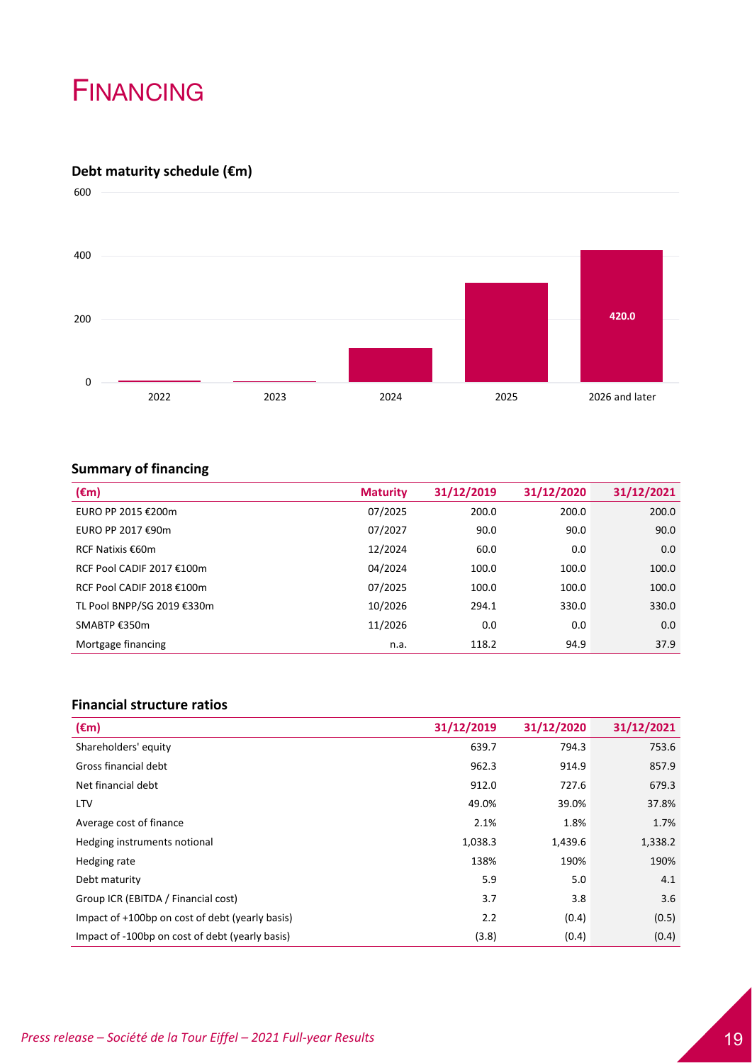# FINANCING

### Debt maturity schedule (€m)

| | 2022 | 2023 | 2024 | 2025 | 2026 and later |
|---|---|---|---|---|---|
| Debt maturity (€m) | | | | | 420.0 |

### Summary of financing

| (€m) | Maturity | 31/12/2019 | 31/12/2020 | 31/12/2021 |
|---|---|---|---|---|
| EURO PP 2015 €200m | 07/2025 | 200.0 | 200.0 | 200.0 |
| EURO PP 2017 €90m | 07/2027 | 90.0 | 90.0 | 90.0 |
| RCF Natixis €60m | 12/2024 | 60.0 | 0.0 | 0.0 |
| RCF Pool CADIF 2017 €100m | 04/2024 | 100.0 | 100.0 | 100.0 |
| RCF Pool CADIF 2018 €100m | 07/2025 | 100.0 | 100.0 | 100.0 |
| TL Pool BNPP/SG 2019 €330m | 10/2026 | 294.1 | 330.0 | 330.0 |
| SMABTP €350m | 11/2026 | 0.0 | 0.0 | 0.0 |
| Mortgage financing | n.a. | 118.2 | 94.9 | 37.9 |

### Financial structure ratios

| (€m) | 31/12/2019 | 31/12/2020 | 31/12/2021 |
|---|---|---|---|
| Shareholders' equity | 639.7 | 794.3 | 753.6 |
| Gross financial debt | 962.3 | 914.9 | 857.9 |
| Net financial debt | 912.0 | 727.6 | 679.3 |
| LTV | 49.0% | 39.0% | 37.8% |
| Average cost of finance | 2.1% | 1.8% | 1.7% |
| Hedging instruments notional | 1,038.3 | 1,439.6 | 1,338.2 |
| Hedging rate | 138% | 190% | 190% |
| Debt maturity | 5.9 | 5.0 | 4.1 |
| Group ICR (EBITDA / Financial cost) | 3.7 | 3.8 | 3.6 |
| Impact of +100bp on cost of debt (yearly basis) | 2.2 | (0.4) | (0.5) |
| Impact of -100bp on cost of debt (yearly basis) | (3.8) | (0.4) | (0.4) |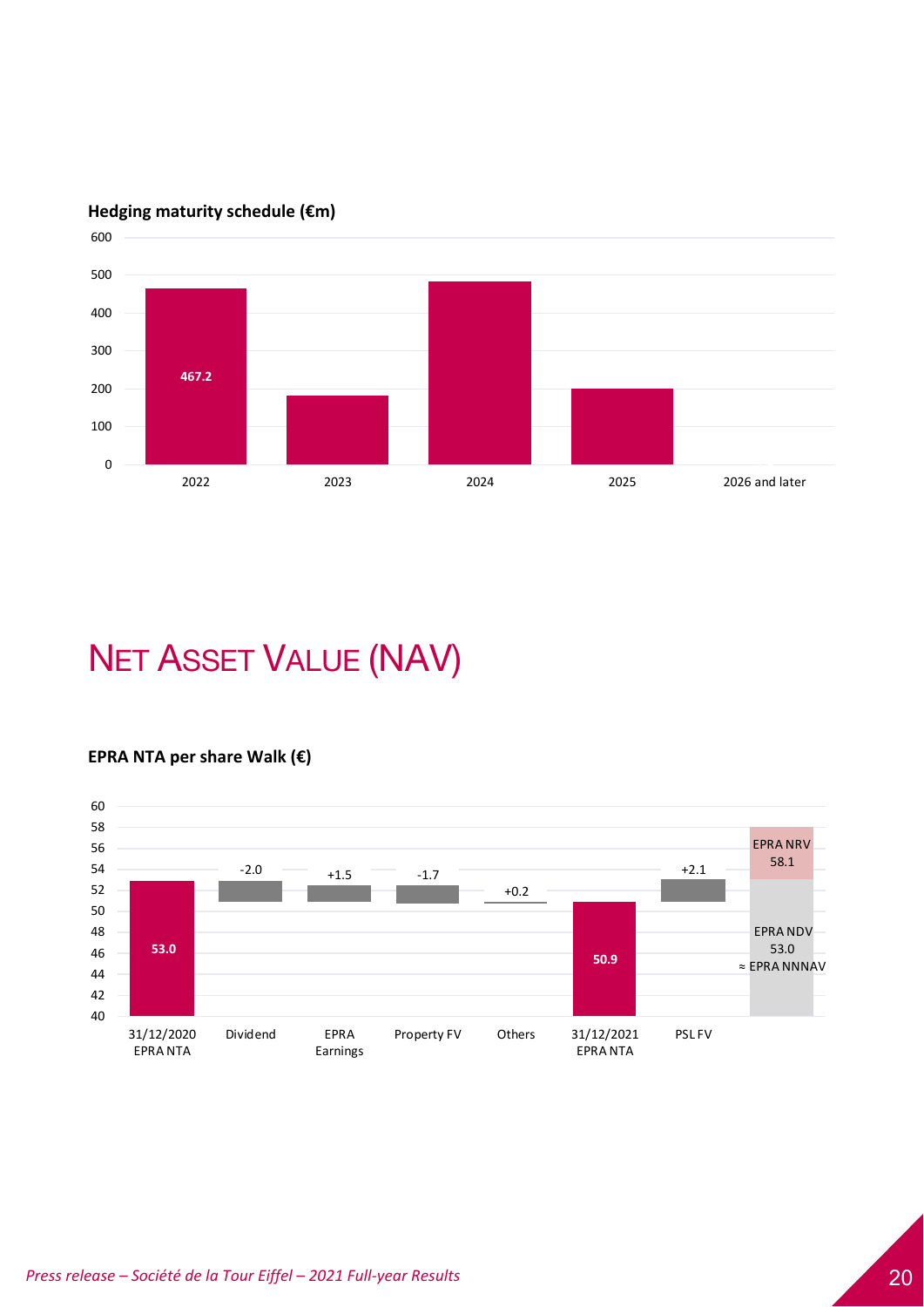**Hedging maturity schedule (€m)**

| Year | Amount (€m) |
|---|---|
| 2022 | 467.2 |
| 2023 | |
| 2024 | |
| 2025 | |
| 2026 and later | |

# NET ASSET VALUE (NAV)

**EPRA NTA per share Walk (€)**

| Item | Value |
|---|---|
| 31/12/2020 EPRA NTA | 53.0 |
| Dividend | -2.0 |
| EPRA Earnings | +1.5 |
| Property FV | -1.7 |
| Others | +0.2 |
| 31/12/2021 EPRA NTA | 50.9 |
| PSL FV | +2.1 |
| EPRA NRV | 58.1 |
| EPRA NDV ≈ EPRA NNNAV | 53.0 |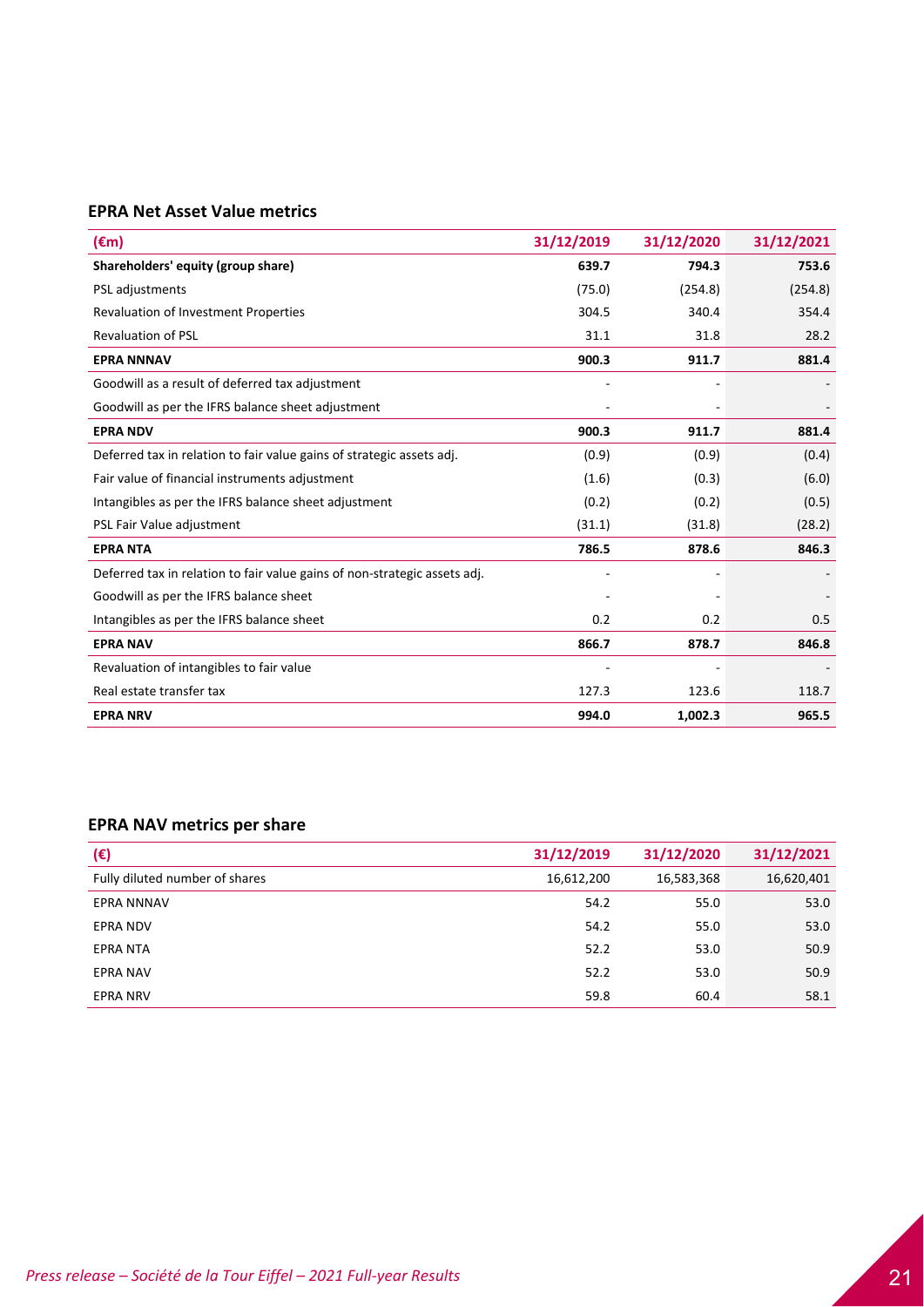### EPRA Net Asset Value metrics

| (€m) | 31/12/2019 | 31/12/2020 | 31/12/2021 |
|---|---|---|---|
| **Shareholders' equity (group share)** | **639.7** | **794.3** | **753.6** |
| PSL adjustments | (75.0) | (254.8) | (254.8) |
| Revaluation of Investment Properties | 304.5 | 340.4 | 354.4 |
| Revaluation of PSL | 31.1 | 31.8 | 28.2 |
| **EPRA NNNAV** | **900.3** | **911.7** | **881.4** |
| Goodwill as a result of deferred tax adjustment | - | - | - |
| Goodwill as per the IFRS balance sheet adjustment | - | - | - |
| **EPRA NDV** | **900.3** | **911.7** | **881.4** |
| Deferred tax in relation to fair value gains of strategic assets adj. | (0.9) | (0.9) | (0.4) |
| Fair value of financial instruments adjustment | (1.6) | (0.3) | (6.0) |
| Intangibles as per the IFRS balance sheet adjustment | (0.2) | (0.2) | (0.5) |
| PSL Fair Value adjustment | (31.1) | (31.8) | (28.2) |
| **EPRA NTA** | **786.5** | **878.6** | **846.3** |
| Deferred tax in relation to fair value gains of non-strategic assets adj. | - | - | - |
| Goodwill as per the IFRS balance sheet | - | - | - |
| Intangibles as per the IFRS balance sheet | 0.2 | 0.2 | 0.5 |
| **EPRA NAV** | **866.7** | **878.7** | **846.8** |
| Revaluation of intangibles to fair value | - | - | - |
| Real estate transfer tax | 127.3 | 123.6 | 118.7 |
| **EPRA NRV** | **994.0** | **1,002.3** | **965.5** |

### EPRA NAV metrics per share

| (€) | 31/12/2019 | 31/12/2020 | 31/12/2021 |
|---|---|---|---|
| Fully diluted number of shares | 16,612,200 | 16,583,368 | 16,620,401 |
| EPRA NNNAV | 54.2 | 55.0 | 53.0 |
| EPRA NDV | 54.2 | 55.0 | 53.0 |
| EPRA NTA | 52.2 | 53.0 | 50.9 |
| EPRA NAV | 52.2 | 53.0 | 50.9 |
| EPRA NRV | 59.8 | 60.4 | 58.1 |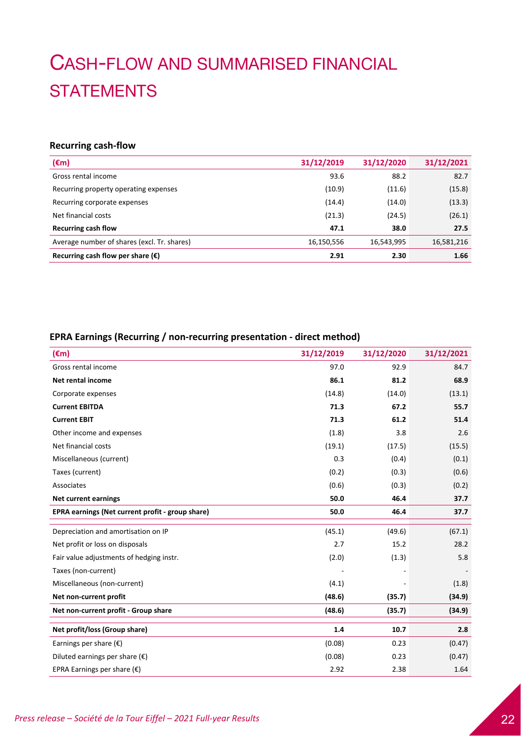# Cash-flow and summarised financial statements

### Recurring cash-flow

| (€m) | 31/12/2019 | 31/12/2020 | 31/12/2021 |
|---|---|---|---|
| Gross rental income | 93.6 | 88.2 | 82.7 |
| Recurring property operating expenses | (10.9) | (11.6) | (15.8) |
| Recurring corporate expenses | (14.4) | (14.0) | (13.3) |
| Net financial costs | (21.3) | (24.5) | (26.1) |
| **Recurring cash flow** | **47.1** | **38.0** | **27.5** |
| Average number of shares (excl. Tr. shares) | 16,150,556 | 16,543,995 | 16,581,216 |
| **Recurring cash flow per share (€)** | **2.91** | **2.30** | **1.66** |

### EPRA Earnings (Recurring / non-recurring presentation - direct method)

| (€m) | 31/12/2019 | 31/12/2020 | 31/12/2021 |
|---|---|---|---|
| Gross rental income | 97.0 | 92.9 | 84.7 |
| **Net rental income** | **86.1** | **81.2** | **68.9** |
| Corporate expenses | (14.8) | (14.0) | (13.1) |
| **Current EBITDA** | **71.3** | **67.2** | **55.7** |
| **Current EBIT** | **71.3** | **61.2** | **51.4** |
| Other income and expenses | (1.8) | 3.8 | 2.6 |
| Net financial costs | (19.1) | (17.5) | (15.5) |
| Miscellaneous (current) | 0.3 | (0.4) | (0.1) |
| Taxes (current) | (0.2) | (0.3) | (0.6) |
| Associates | (0.6) | (0.3) | (0.2) |
| **Net current earnings** | **50.0** | **46.4** | **37.7** |
| **EPRA earnings (Net current profit - group share)** | **50.0** | **46.4** | **37.7** |
| Depreciation and amortisation on IP | (45.1) | (49.6) | (67.1) |
| Net profit or loss on disposals | 2.7 | 15.2 | 28.2 |
| Fair value adjustments of hedging instr. | (2.0) | (1.3) | 5.8 |
| Taxes (non-current) | - | - | - |
| Miscellaneous (non-current) | (4.1) | - | (1.8) |
| **Net non-current profit** | **(48.6)** | **(35.7)** | **(34.9)** |
| **Net non-current profit - Group share** | **(48.6)** | **(35.7)** | **(34.9)** |
| **Net profit/loss (Group share)** | **1.4** | **10.7** | **2.8** |
| Earnings per share (€) | (0.08) | 0.23 | (0.47) |
| Diluted earnings per share (€) | (0.08) | 0.23 | (0.47) |
| EPRA Earnings per share (€) | 2.92 | 2.38 | 1.64 |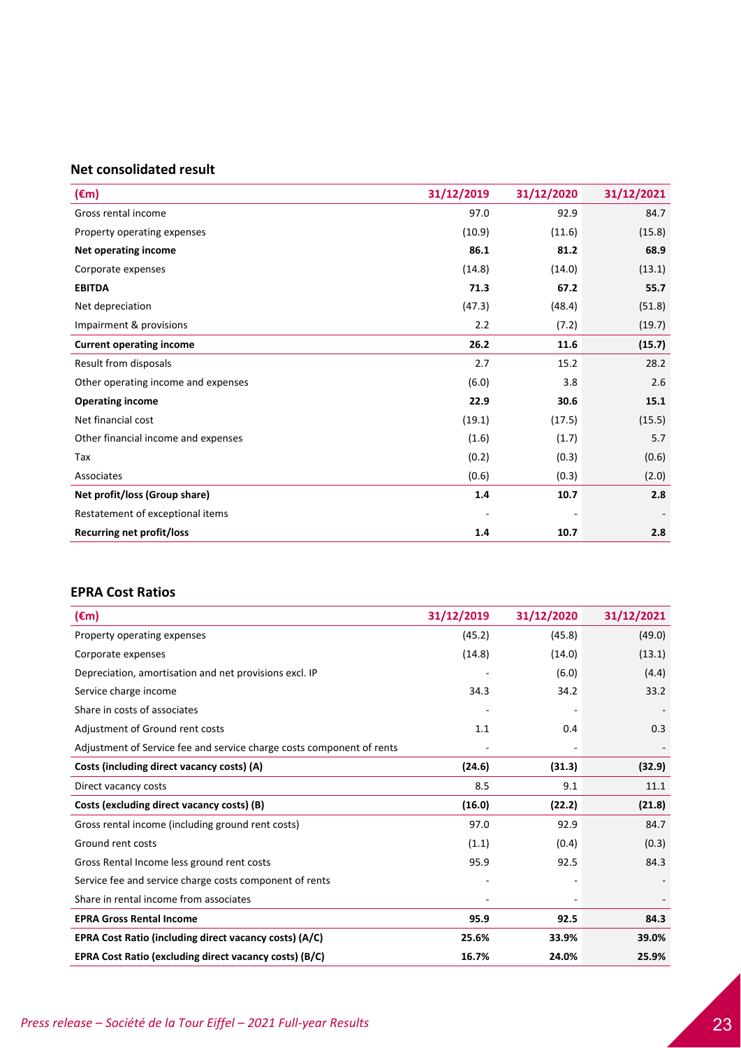### Net consolidated result

| (€m) | 31/12/2019 | 31/12/2020 | 31/12/2021 |
|---|---|---|---|
| Gross rental income | 97.0 | 92.9 | 84.7 |
| Property operating expenses | (10.9) | (11.6) | (15.8) |
| **Net operating income** | **86.1** | **81.2** | **68.9** |
| Corporate expenses | (14.8) | (14.0) | (13.1) |
| **EBITDA** | **71.3** | **67.2** | **55.7** |
| Net depreciation | (47.3) | (48.4) | (51.8) |
| Impairment & provisions | 2.2 | (7.2) | (19.7) |
| **Current operating income** | **26.2** | **11.6** | **(15.7)** |
| Result from disposals | 2.7 | 15.2 | 28.2 |
| Other operating income and expenses | (6.0) | 3.8 | 2.6 |
| **Operating income** | **22.9** | **30.6** | **15.1** |
| Net financial cost | (19.1) | (17.5) | (15.5) |
| Other financial income and expenses | (1.6) | (1.7) | 5.7 |
| Tax | (0.2) | (0.3) | (0.6) |
| Associates | (0.6) | (0.3) | (2.0) |
| **Net profit/loss (Group share)** | **1.4** | **10.7** | **2.8** |
| Restatement of exceptional items | - | - | - |
| **Recurring net profit/loss** | **1.4** | **10.7** | **2.8** |

### EPRA Cost Ratios

| (€m) | 31/12/2019 | 31/12/2020 | 31/12/2021 |
|---|---|---|---|
| Property operating expenses | (45.2) | (45.8) | (49.0) |
| Corporate expenses | (14.8) | (14.0) | (13.1) |
| Depreciation, amortisation and net provisions excl. IP | - | (6.0) | (4.4) |
| Service charge income | 34.3 | 34.2 | 33.2 |
| Share in costs of associates | - | - | - |
| Adjustment of Ground rent costs | 1.1 | 0.4 | 0.3 |
| Adjustment of Service fee and service charge costs component of rents | - | - | - |
| **Costs (including direct vacancy costs) (A)** | **(24.6)** | **(31.3)** | **(32.9)** |
| Direct vacancy costs | 8.5 | 9.1 | 11.1 |
| **Costs (excluding direct vacancy costs) (B)** | **(16.0)** | **(22.2)** | **(21.8)** |
| Gross rental income (including ground rent costs) | 97.0 | 92.9 | 84.7 |
| Ground rent costs | (1.1) | (0.4) | (0.3) |
| Gross Rental Income less ground rent costs | 95.9 | 92.5 | 84.3 |
| Service fee and service charge costs component of rents | - | - | - |
| Share in rental income from associates | - | - | - |
| **EPRA Gross Rental Income** | **95.9** | **92.5** | **84.3** |
| **EPRA Cost Ratio (including direct vacancy costs) (A/C)** | **25.6%** | **33.9%** | **39.0%** |
| **EPRA Cost Ratio (excluding direct vacancy costs) (B/C)** | **16.7%** | **24.0%** | **25.9%** |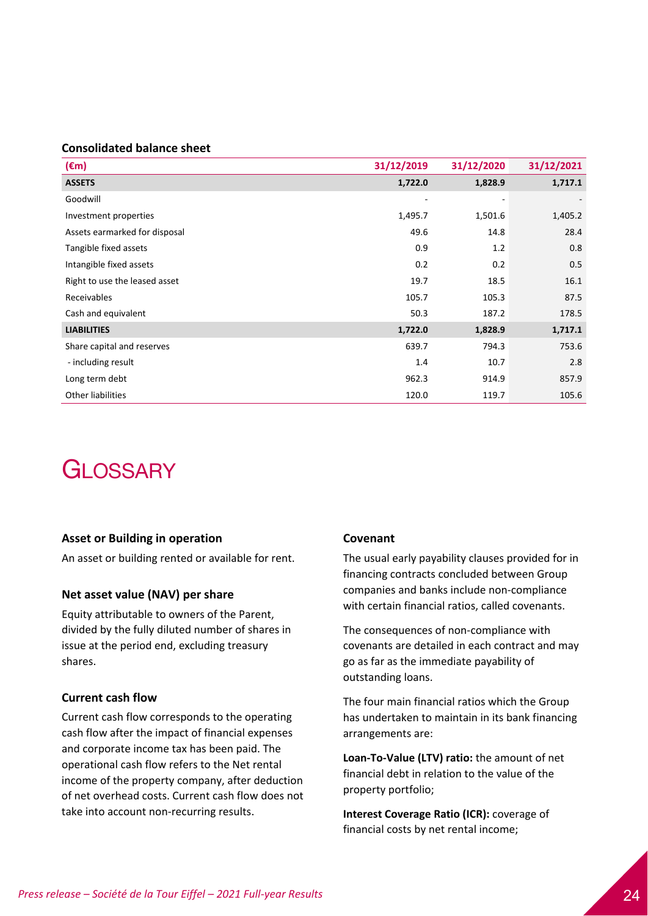**Consolidated balance sheet**

| (€m) | 31/12/2019 | 31/12/2020 | 31/12/2021 |
|---|---|---|---|
| **ASSETS** | **1,722.0** | **1,828.9** | **1,717.1** |
| Goodwill | - | - | - |
| Investment properties | 1,495.7 | 1,501.6 | 1,405.2 |
| Assets earmarked for disposal | 49.6 | 14.8 | 28.4 |
| Tangible fixed assets | 0.9 | 1.2 | 0.8 |
| Intangible fixed assets | 0.2 | 0.2 | 0.5 |
| Right to use the leased asset | 19.7 | 18.5 | 16.1 |
| Receivables | 105.7 | 105.3 | 87.5 |
| Cash and equivalent | 50.3 | 187.2 | 178.5 |
| **LIABILITIES** | **1,722.0** | **1,828.9** | **1,717.1** |
| Share capital and reserves | 639.7 | 794.3 | 753.6 |
| - including result | 1.4 | 10.7 | 2.8 |
| Long term debt | 962.3 | 914.9 | 857.9 |
| Other liabilities | 120.0 | 119.7 | 105.6 |

# GLOSSARY

### Asset or Building in operation

An asset or building rented or available for rent.

### Net asset value (NAV) per share

Equity attributable to owners of the Parent, divided by the fully diluted number of shares in issue at the period end, excluding treasury shares.

### Current cash flow

Current cash flow corresponds to the operating cash flow after the impact of financial expenses and corporate income tax has been paid. The operational cash flow refers to the Net rental income of the property company, after deduction of net overhead costs. Current cash flow does not take into account non-recurring results.

### Covenant

The usual early payability clauses provided for in financing contracts concluded between Group companies and banks include non-compliance with certain financial ratios, called covenants.

The consequences of non-compliance with covenants are detailed in each contract and may go as far as the immediate payability of outstanding loans.

The four main financial ratios which the Group has undertaken to maintain in its bank financing arrangements are:

**Loan-To-Value (LTV) ratio:** the amount of net financial debt in relation to the value of the property portfolio;

**Interest Coverage Ratio (ICR):** coverage of financial costs by net rental income;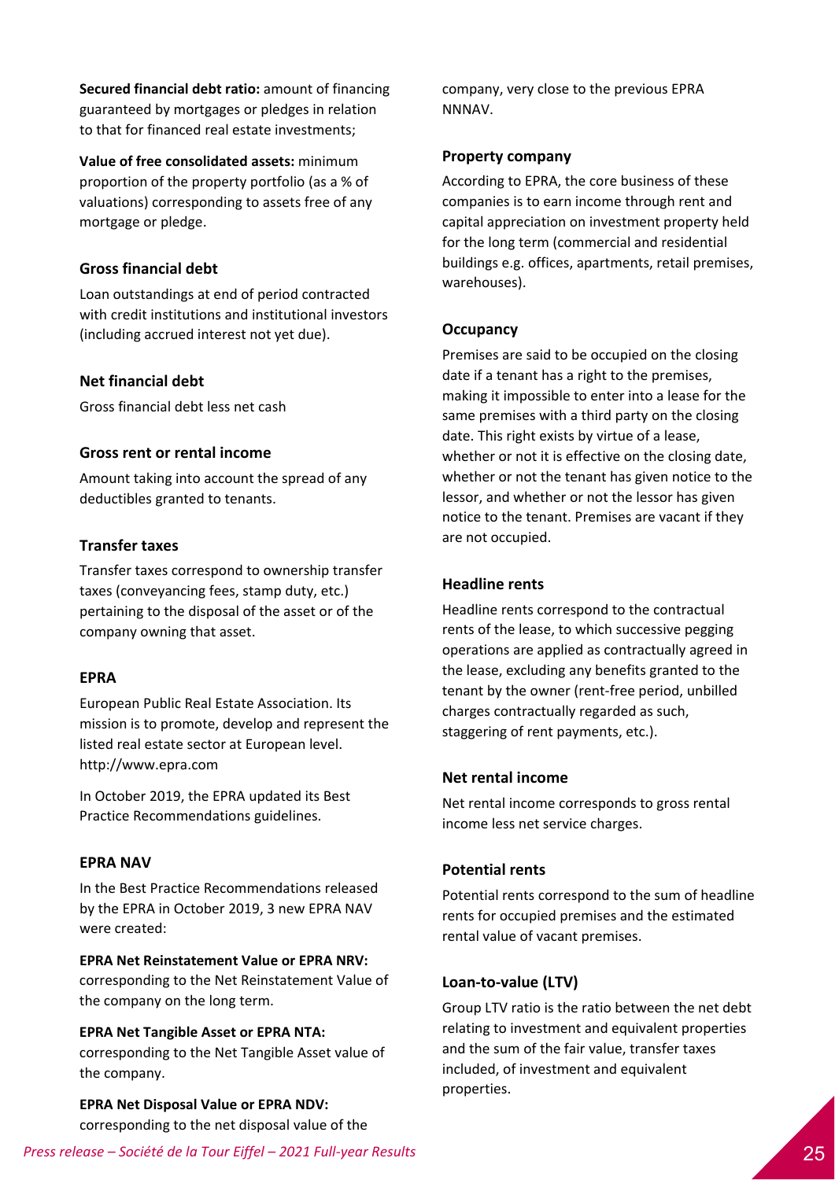**Secured financial debt ratio:** amount of financing guaranteed by mortgages or pledges in relation to that for financed real estate investments;

**Value of free consolidated assets:** minimum proportion of the property portfolio (as a % of valuations) corresponding to assets free of any mortgage or pledge.

### Gross financial debt

Loan outstandings at end of period contracted with credit institutions and institutional investors (including accrued interest not yet due).

### Net financial debt

Gross financial debt less net cash

### Gross rent or rental income

Amount taking into account the spread of any deductibles granted to tenants.

### Transfer taxes

Transfer taxes correspond to ownership transfer taxes (conveyancing fees, stamp duty, etc.) pertaining to the disposal of the asset or of the company owning that asset.

### EPRA

European Public Real Estate Association. Its mission is to promote, develop and represent the listed real estate sector at European level. http://www.epra.com

In October 2019, the EPRA updated its Best Practice Recommendations guidelines.

### EPRA NAV

In the Best Practice Recommendations released by the EPRA in October 2019, 3 new EPRA NAV were created:

**EPRA Net Reinstatement Value or EPRA NRV:** corresponding to the Net Reinstatement Value of the company on the long term.

**EPRA Net Tangible Asset or EPRA NTA:** corresponding to the Net Tangible Asset value of the company.

**EPRA Net Disposal Value or EPRA NDV:** corresponding to the net disposal value of the company, very close to the previous EPRA NNNAV.

### Property company

According to EPRA, the core business of these companies is to earn income through rent and capital appreciation on investment property held for the long term (commercial and residential buildings e.g. offices, apartments, retail premises, warehouses).

### Occupancy

Premises are said to be occupied on the closing date if a tenant has a right to the premises, making it impossible to enter into a lease for the same premises with a third party on the closing date. This right exists by virtue of a lease, whether or not it is effective on the closing date, whether or not the tenant has given notice to the lessor, and whether or not the lessor has given notice to the tenant. Premises are vacant if they are not occupied.

### Headline rents

Headline rents correspond to the contractual rents of the lease, to which successive pegging operations are applied as contractually agreed in the lease, excluding any benefits granted to the tenant by the owner (rent-free period, unbilled charges contractually regarded as such, staggering of rent payments, etc.).

### Net rental income

Net rental income corresponds to gross rental income less net service charges.

### Potential rents

Potential rents correspond to the sum of headline rents for occupied premises and the estimated rental value of vacant premises.

### Loan-to-value (LTV)

Group LTV ratio is the ratio between the net debt relating to investment and equivalent properties and the sum of the fair value, transfer taxes included, of investment and equivalent properties.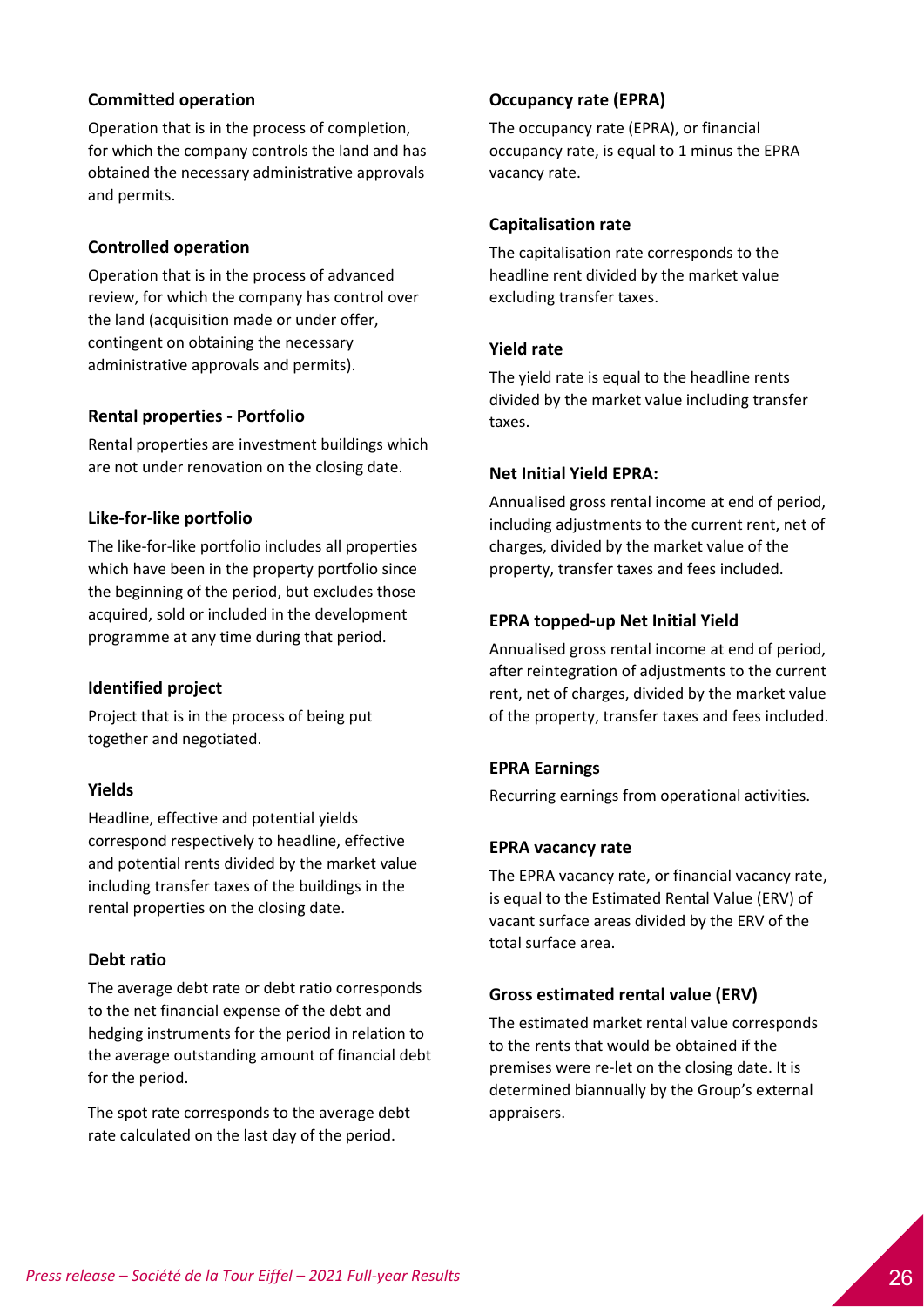### Committed operation

Operation that is in the process of completion, for which the company controls the land and has obtained the necessary administrative approvals and permits.

### Controlled operation

Operation that is in the process of advanced review, for which the company has control over the land (acquisition made or under offer, contingent on obtaining the necessary administrative approvals and permits).

### Rental properties - Portfolio

Rental properties are investment buildings which are not under renovation on the closing date.

### Like-for-like portfolio

The like-for-like portfolio includes all properties which have been in the property portfolio since the beginning of the period, but excludes those acquired, sold or included in the development programme at any time during that period.

### Identified project

Project that is in the process of being put together and negotiated.

### Yields

Headline, effective and potential yields correspond respectively to headline, effective and potential rents divided by the market value including transfer taxes of the buildings in the rental properties on the closing date.

### Debt ratio

The average debt rate or debt ratio corresponds to the net financial expense of the debt and hedging instruments for the period in relation to the average outstanding amount of financial debt for the period.

The spot rate corresponds to the average debt rate calculated on the last day of the period.

### Occupancy rate (EPRA)

The occupancy rate (EPRA), or financial occupancy rate, is equal to 1 minus the EPRA vacancy rate.

### Capitalisation rate

The capitalisation rate corresponds to the headline rent divided by the market value excluding transfer taxes.

### Yield rate

The yield rate is equal to the headline rents divided by the market value including transfer taxes.

### Net Initial Yield EPRA:

Annualised gross rental income at end of period, including adjustments to the current rent, net of charges, divided by the market value of the property, transfer taxes and fees included.

### EPRA topped-up Net Initial Yield

Annualised gross rental income at end of period, after reintegration of adjustments to the current rent, net of charges, divided by the market value of the property, transfer taxes and fees included.

### EPRA Earnings

Recurring earnings from operational activities.

### EPRA vacancy rate

The EPRA vacancy rate, or financial vacancy rate, is equal to the Estimated Rental Value (ERV) of vacant surface areas divided by the ERV of the total surface area.

### Gross estimated rental value (ERV)

The estimated market rental value corresponds to the rents that would be obtained if the premises were re-let on the closing date. It is determined biannually by the Group's external appraisers.